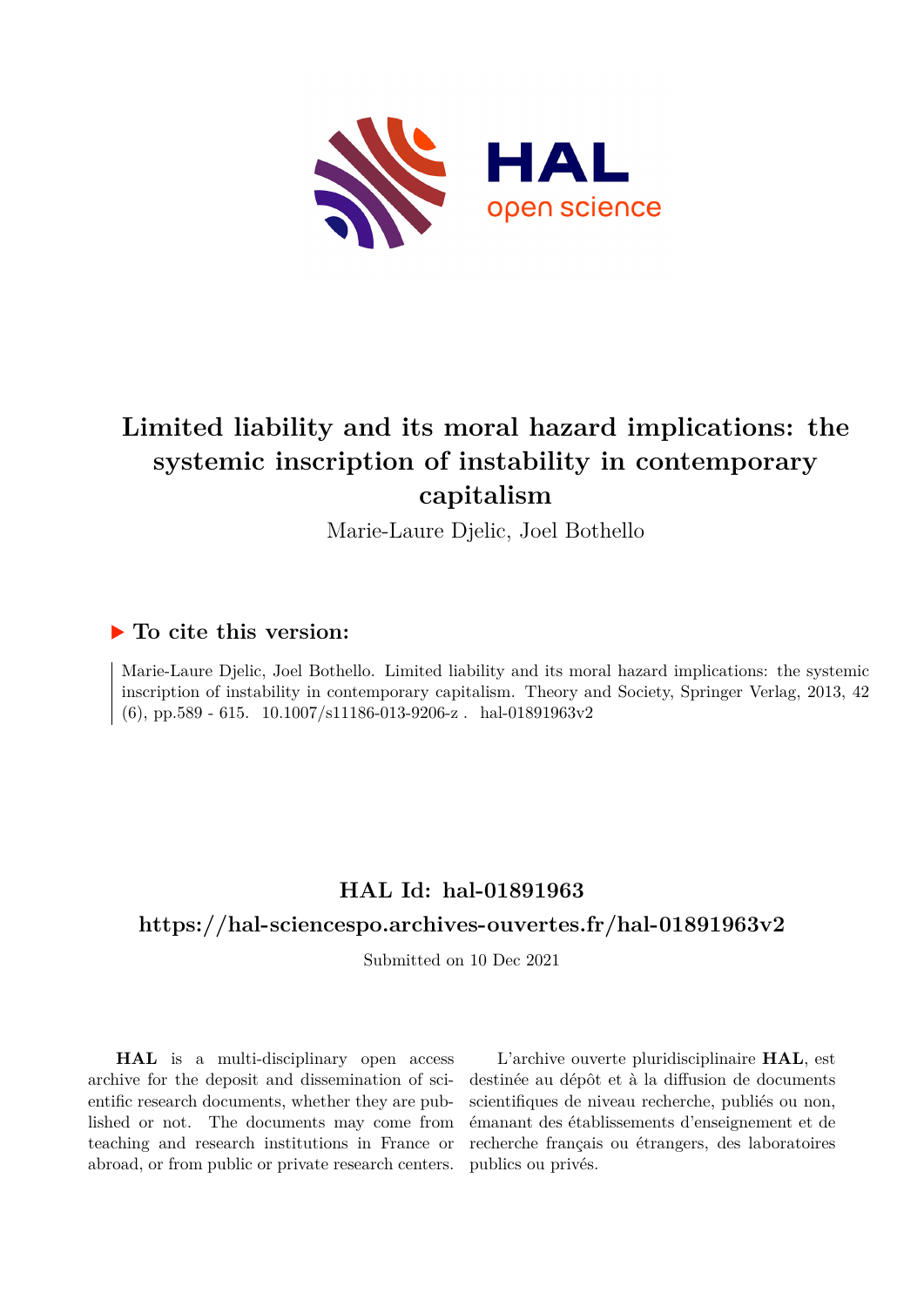# Limited liability and its moral hazard implications: the systemic inscription of instability in contemporary capitalism

Marie-Laure Djelic, Joel Bothello

## ▶ To cite this version:

Marie-Laure Djelic, Joel Bothello. Limited liability and its moral hazard implications: the systemic inscription of instability in contemporary capitalism. Theory and Society, Springer Verlag, 2013, 42 (6), pp.589 - 615. 10.1007/s11186-013-9206-z . hal-01891963v2

## HAL Id: hal-01891963

## https://hal-sciencespo.archives-ouvertes.fr/hal-01891963v2

Submitted on 10 Dec 2021

**HAL** is a multi-disciplinary open access archive for the deposit and dissemination of scientific research documents, whether they are published or not. The documents may come from teaching and research institutions in France or abroad, or from public or private research centers.

L'archive ouverte pluridisciplinaire **HAL**, est destinée au dépôt et à la diffusion de documents scientifiques de niveau recherche, publiés ou non, émanant des établissements d'enseignement et de recherche français ou étrangers, des laboratoires publics ou privés.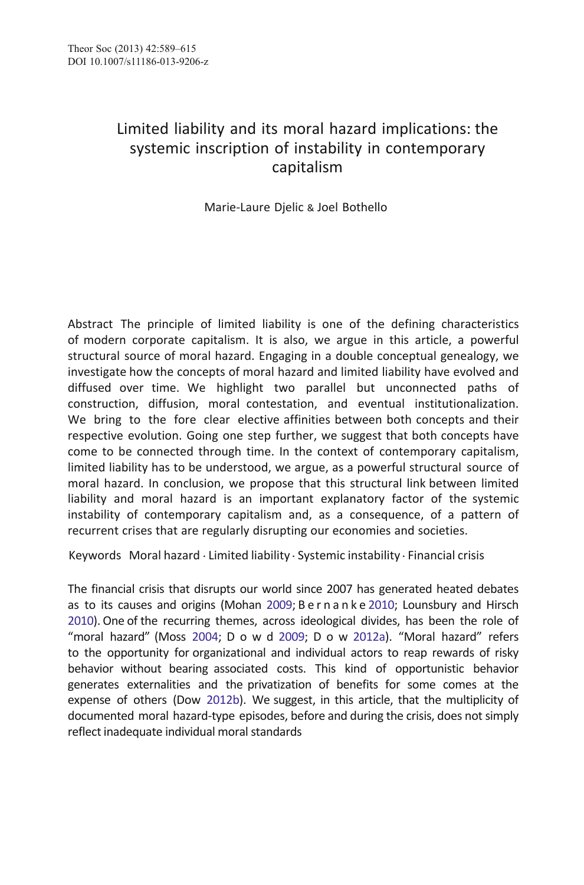# Limited liability and its moral hazard implications: the systemic inscription of instability in contemporary capitalism

Marie-Laure Djelic & Joel Bothello

**Abstract** The principle of limited liability is one of the defining characteristics of modern corporate capitalism. It is also, we argue in this article, a powerful structural source of moral hazard. Engaging in a double conceptual genealogy, we investigate how the concepts of moral hazard and limited liability have evolved and diffused over time. We highlight two parallel but unconnected paths of construction, diffusion, moral contestation, and eventual institutionalization. We bring to the fore clear elective affinities between both concepts and their respective evolution. Going one step further, we suggest that both concepts have come to be connected through time. In the context of contemporary capitalism, limited liability has to be understood, we argue, as a powerful structural source of moral hazard. In conclusion, we propose that this structural link between limited liability and moral hazard is an important explanatory factor of the systemic instability of contemporary capitalism and, as a consequence, of a pattern of recurrent crises that are regularly disrupting our economies and societies.

**Keywords** Moral hazard · Limited liability · Systemic instability · Financial crisis

The financial crisis that disrupts our world since 2007 has generated heated debates as to its causes and origins (Mohan 2009; Bernanke 2010; Lounsbury and Hirsch 2010). One of the recurring themes, across ideological divides, has been the role of "moral hazard" (Moss 2004; Dowd 2009; Dow 2012a). "Moral hazard" refers to the opportunity for organizational and individual actors to reap rewards of risky behavior without bearing associated costs. This kind of opportunistic behavior generates externalities and the privatization of benefits for some comes at the expense of others (Dow 2012b). We suggest, in this article, that the multiplicity of documented moral hazard-type episodes, before and during the crisis, does not simply reflect inadequate individual moral standards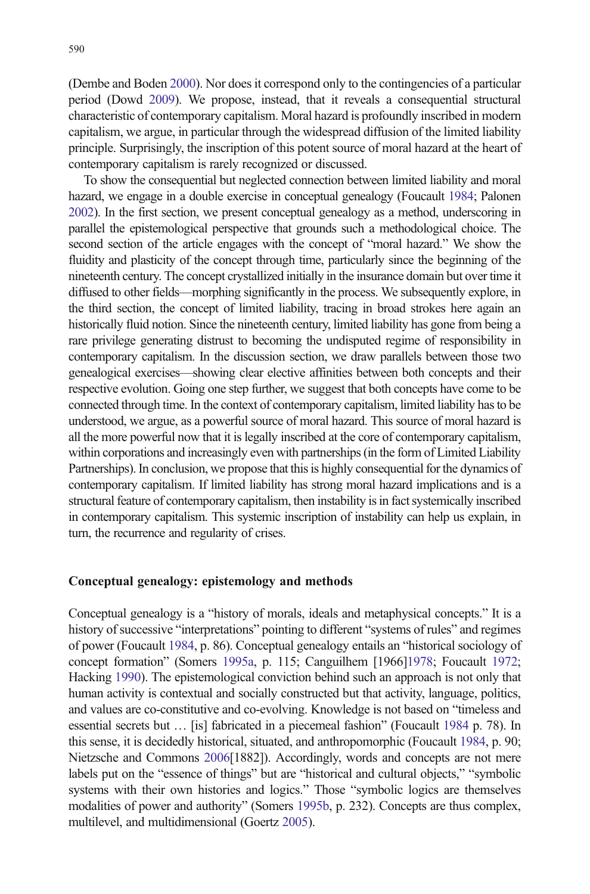(Dembe and Boden 2000). Nor does it correspond only to the contingencies of a particular period (Dowd 2009). We propose, instead, that it reveals a consequential structural characteristic of contemporary capitalism. Moral hazard is profoundly inscribed in modern capitalism, we argue, in particular through the widespread diffusion of the limited liability principle. Surprisingly, the inscription of this potent source of moral hazard at the heart of contemporary capitalism is rarely recognized or discussed.

To show the consequential but neglected connection between limited liability and moral hazard, we engage in a double exercise in conceptual genealogy (Foucault 1984; Palonen 2002). In the first section, we present conceptual genealogy as a method, underscoring in parallel the epistemological perspective that grounds such a methodological choice. The second section of the article engages with the concept of "moral hazard." We show the fluidity and plasticity of the concept through time, particularly since the beginning of the nineteenth century. The concept crystallized initially in the insurance domain but over time it diffused to other fields—morphing significantly in the process. We subsequently explore, in the third section, the concept of limited liability, tracing in broad strokes here again an historically fluid notion. Since the nineteenth century, limited liability has gone from being a rare privilege generating distrust to becoming the undisputed regime of responsibility in contemporary capitalism. In the discussion section, we draw parallels between those two genealogical exercises—showing clear elective affinities between both concepts and their respective evolution. Going one step further, we suggest that both concepts have come to be connected through time. In the context of contemporary capitalism, limited liability has to be understood, we argue, as a powerful source of moral hazard. This source of moral hazard is all the more powerful now that it is legally inscribed at the core of contemporary capitalism, within corporations and increasingly even with partnerships (in the form of Limited Liability Partnerships). In conclusion, we propose that this is highly consequential for the dynamics of contemporary capitalism. If limited liability has strong moral hazard implications and is a structural feature of contemporary capitalism, then instability is in fact systemically inscribed in contemporary capitalism. This systemic inscription of instability can help us explain, in turn, the recurrence and regularity of crises.

## Conceptual genealogy: epistemology and methods

Conceptual genealogy is a "history of morals, ideals and metaphysical concepts." It is a history of successive "interpretations" pointing to different "systems of rules" and regimes of power (Foucault 1984, p. 86). Conceptual genealogy entails an "historical sociology of concept formation" (Somers 1995a, p. 115; Canguilhem [1966]1978; Foucault 1972; Hacking 1990). The epistemological conviction behind such an approach is not only that human activity is contextual and socially constructed but that activity, language, politics, and values are co-constitutive and co-evolving. Knowledge is not based on "timeless and essential secrets but … [is] fabricated in a piecemeal fashion" (Foucault 1984 p. 78). In this sense, it is decidedly historical, situated, and anthropomorphic (Foucault 1984, p. 90; Nietzsche and Commons 2006[1882]). Accordingly, words and concepts are not mere labels put on the "essence of things" but are "historical and cultural objects," "symbolic systems with their own histories and logics." Those "symbolic logics are themselves modalities of power and authority" (Somers 1995b, p. 232). Concepts are thus complex, multilevel, and multidimensional (Goertz 2005).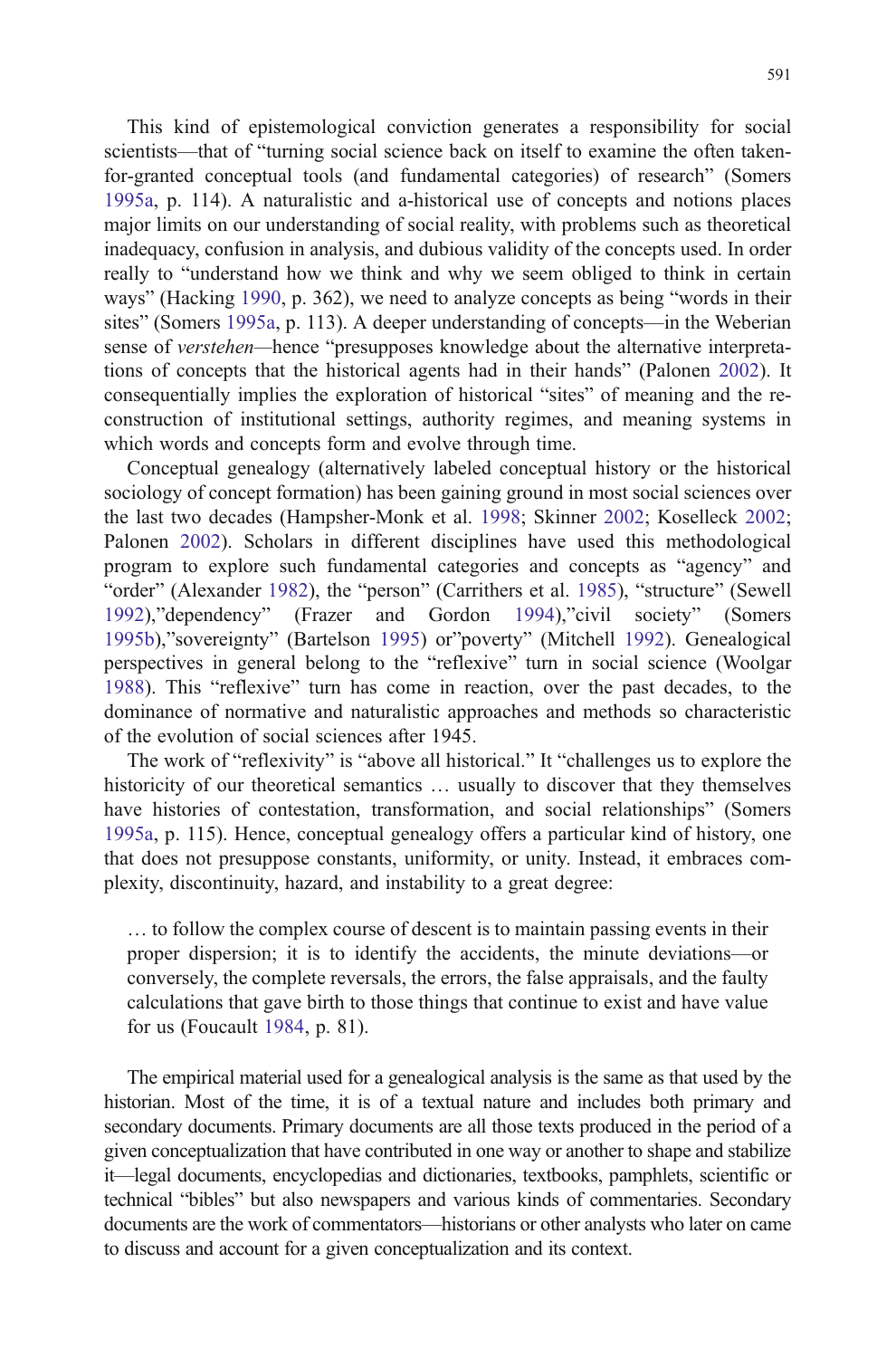This kind of epistemological conviction generates a responsibility for social scientists—that of "turning social science back on itself to examine the often taken-for-granted conceptual tools (and fundamental categories) of research" (Somers 1995a, p. 114). A naturalistic and a-historical use of concepts and notions places major limits on our understanding of social reality, with problems such as theoretical inadequacy, confusion in analysis, and dubious validity of the concepts used. In order really to "understand how we think and why we seem obliged to think in certain ways" (Hacking 1990, p. 362), we need to analyze concepts as being "words in their sites" (Somers 1995a, p. 113). A deeper understanding of concepts—in the Weberian sense of *verstehen*—hence "presupposes knowledge about the alternative interpretations of concepts that the historical agents had in their hands" (Palonen 2002). It consequentially implies the exploration of historical "sites" of meaning and the reconstruction of institutional settings, authority regimes, and meaning systems in which words and concepts form and evolve through time.

Conceptual genealogy (alternatively labeled conceptual history or the historical sociology of concept formation) has been gaining ground in most social sciences over the last two decades (Hampsher-Monk et al. 1998; Skinner 2002; Koselleck 2002; Palonen 2002). Scholars in different disciplines have used this methodological program to explore such fundamental categories and concepts as "agency" and "order" (Alexander 1982), the "person" (Carrithers et al. 1985), "structure" (Sewell 1992),"dependency" (Frazer and Gordon 1994),"civil society" (Somers 1995b),"sovereignty" (Bartelson 1995) or"poverty" (Mitchell 1992). Genealogical perspectives in general belong to the "reflexive" turn in social science (Woolgar 1988). This "reflexive" turn has come in reaction, over the past decades, to the dominance of normative and naturalistic approaches and methods so characteristic of the evolution of social sciences after 1945.

The work of "reflexivity" is "above all historical." It "challenges us to explore the historicity of our theoretical semantics … usually to discover that they themselves have histories of contestation, transformation, and social relationships" (Somers 1995a, p. 115). Hence, conceptual genealogy offers a particular kind of history, one that does not presuppose constants, uniformity, or unity. Instead, it embraces complexity, discontinuity, hazard, and instability to a great degree:

> … to follow the complex course of descent is to maintain passing events in their proper dispersion; it is to identify the accidents, the minute deviations—or conversely, the complete reversals, the errors, the false appraisals, and the faulty calculations that gave birth to those things that continue to exist and have value for us (Foucault 1984, p. 81).

The empirical material used for a genealogical analysis is the same as that used by the historian. Most of the time, it is of a textual nature and includes both primary and secondary documents. Primary documents are all those texts produced in the period of a given conceptualization that have contributed in one way or another to shape and stabilize it—legal documents, encyclopedias and dictionaries, textbooks, pamphlets, scientific or technical "bibles" but also newspapers and various kinds of commentaries. Secondary documents are the work of commentators—historians or other analysts who later on came to discuss and account for a given conceptualization and its context.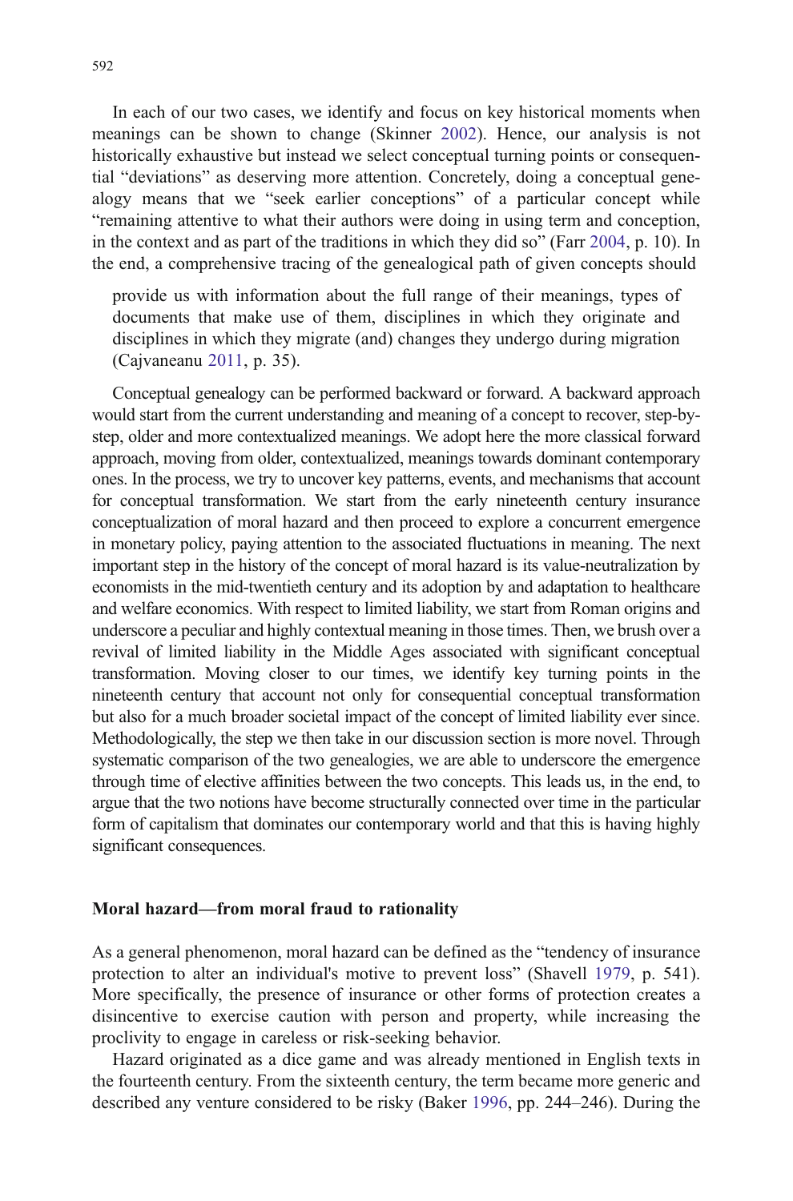In each of our two cases, we identify and focus on key historical moments when meanings can be shown to change (Skinner 2002). Hence, our analysis is not historically exhaustive but instead we select conceptual turning points or consequential "deviations" as deserving more attention. Concretely, doing a conceptual genealogy means that we "seek earlier conceptions" of a particular concept while "remaining attentive to what their authors were doing in using term and conception, in the context and as part of the traditions in which they did so" (Farr 2004, p. 10). In the end, a comprehensive tracing of the genealogical path of given concepts should

> provide us with information about the full range of their meanings, types of documents that make use of them, disciplines in which they originate and disciplines in which they migrate (and) changes they undergo during migration (Cajvaneanu 2011, p. 35).

Conceptual genealogy can be performed backward or forward. A backward approach would start from the current understanding and meaning of a concept to recover, step-by-step, older and more contextualized meanings. We adopt here the more classical forward approach, moving from older, contextualized, meanings towards dominant contemporary ones. In the process, we try to uncover key patterns, events, and mechanisms that account for conceptual transformation. We start from the early nineteenth century insurance conceptualization of moral hazard and then proceed to explore a concurrent emergence in monetary policy, paying attention to the associated fluctuations in meaning. The next important step in the history of the concept of moral hazard is its value-neutralization by economists in the mid-twentieth century and its adoption by and adaptation to healthcare and welfare economics. With respect to limited liability, we start from Roman origins and underscore a peculiar and highly contextual meaning in those times. Then, we brush over a revival of limited liability in the Middle Ages associated with significant conceptual transformation. Moving closer to our times, we identify key turning points in the nineteenth century that account not only for consequential conceptual transformation but also for a much broader societal impact of the concept of limited liability ever since. Methodologically, the step we then take in our discussion section is more novel. Through systematic comparison of the two genealogies, we are able to underscore the emergence through time of elective affinities between the two concepts. This leads us, in the end, to argue that the two notions have become structurally connected over time in the particular form of capitalism that dominates our contemporary world and that this is having highly significant consequences.

## Moral hazard—from moral fraud to rationality

As a general phenomenon, moral hazard can be defined as the "tendency of insurance protection to alter an individual's motive to prevent loss" (Shavell 1979, p. 541). More specifically, the presence of insurance or other forms of protection creates a disincentive to exercise caution with person and property, while increasing the proclivity to engage in careless or risk-seeking behavior.

Hazard originated as a dice game and was already mentioned in English texts in the fourteenth century. From the sixteenth century, the term became more generic and described any venture considered to be risky (Baker 1996, pp. 244–246). During the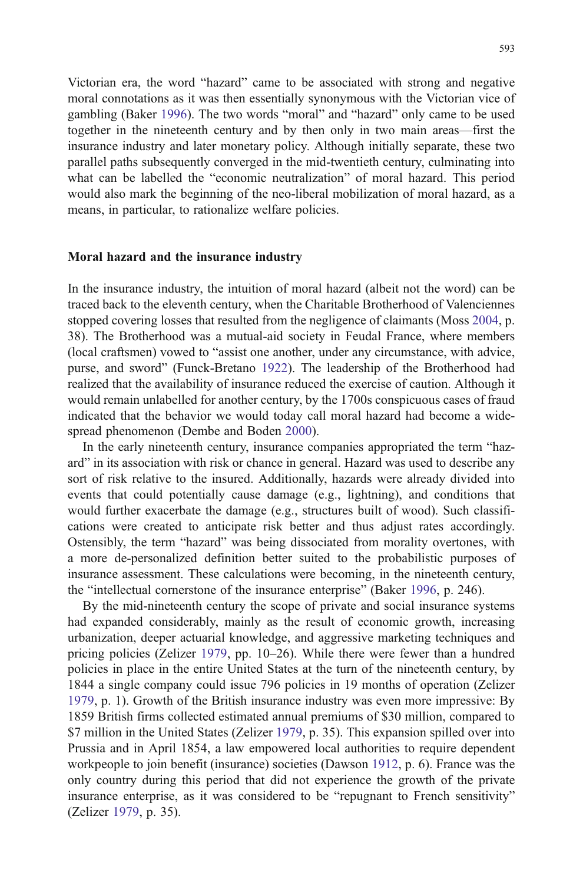Victorian era, the word "hazard" came to be associated with strong and negative moral connotations as it was then essentially synonymous with the Victorian vice of gambling (Baker 1996). The two words "moral" and "hazard" only came to be used together in the nineteenth century and by then only in two main areas—first the insurance industry and later monetary policy. Although initially separate, these two parallel paths subsequently converged in the mid-twentieth century, culminating into what can be labelled the "economic neutralization" of moral hazard. This period would also mark the beginning of the neo-liberal mobilization of moral hazard, as a means, in particular, to rationalize welfare policies.

## Moral hazard and the insurance industry

In the insurance industry, the intuition of moral hazard (albeit not the word) can be traced back to the eleventh century, when the Charitable Brotherhood of Valenciennes stopped covering losses that resulted from the negligence of claimants (Moss 2004, p. 38). The Brotherhood was a mutual-aid society in Feudal France, where members (local craftsmen) vowed to "assist one another, under any circumstance, with advice, purse, and sword" (Funck-Bretano 1922). The leadership of the Brotherhood had realized that the availability of insurance reduced the exercise of caution. Although it would remain unlabelled for another century, by the 1700s conspicuous cases of fraud indicated that the behavior we would today call moral hazard had become a widespread phenomenon (Dembe and Boden 2000).

In the early nineteenth century, insurance companies appropriated the term "hazard" in its association with risk or chance in general. Hazard was used to describe any sort of risk relative to the insured. Additionally, hazards were already divided into events that could potentially cause damage (e.g., lightning), and conditions that would further exacerbate the damage (e.g., structures built of wood). Such classifications were created to anticipate risk better and thus adjust rates accordingly. Ostensibly, the term "hazard" was being dissociated from morality overtones, with a more de-personalized definition better suited to the probabilistic purposes of insurance assessment. These calculations were becoming, in the nineteenth century, the "intellectual cornerstone of the insurance enterprise" (Baker 1996, p. 246).

By the mid-nineteenth century the scope of private and social insurance systems had expanded considerably, mainly as the result of economic growth, increasing urbanization, deeper actuarial knowledge, and aggressive marketing techniques and pricing policies (Zelizer 1979, pp. 10–26). While there were fewer than a hundred policies in place in the entire United States at the turn of the nineteenth century, by 1844 a single company could issue 796 policies in 19 months of operation (Zelizer 1979, p. 1). Growth of the British insurance industry was even more impressive: By 1859 British firms collected estimated annual premiums of $30 million, compared to $7 million in the United States (Zelizer 1979, p. 35). This expansion spilled over into Prussia and in April 1854, a law empowered local authorities to require dependent workpeople to join benefit (insurance) societies (Dawson 1912, p. 6). France was the only country during this period that did not experience the growth of the private insurance enterprise, as it was considered to be "repugnant to French sensitivity" (Zelizer 1979, p. 35).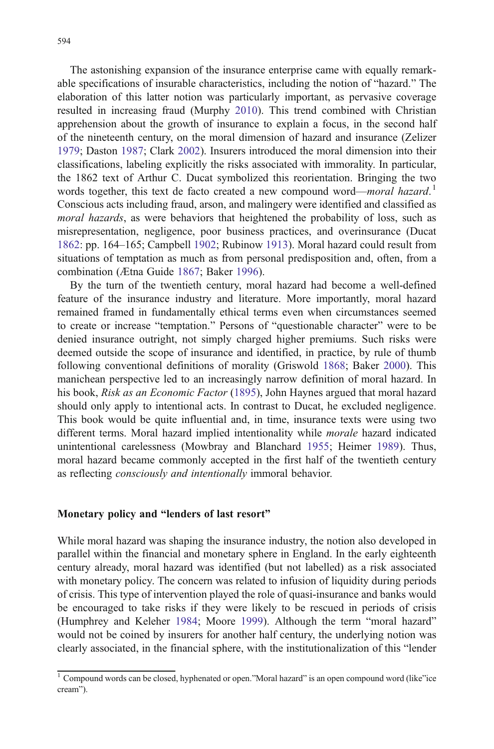The astonishing expansion of the insurance enterprise came with equally remarkable specifications of insurable characteristics, including the notion of "hazard." The elaboration of this latter notion was particularly important, as pervasive coverage resulted in increasing fraud (Murphy 2010). This trend combined with Christian apprehension about the growth of insurance to explain a focus, in the second half of the nineteenth century, on the moral dimension of hazard and insurance (Zelizer 1979; Daston 1987; Clark 2002). Insurers introduced the moral dimension into their classifications, labeling explicitly the risks associated with immorality. In particular, the 1862 text of Arthur C. Ducat symbolized this reorientation. Bringing the two words together, this text de facto created a new compound word—*moral hazard*.[1] Conscious acts including fraud, arson, and malingery were identified and classified as *moral hazards*, as were behaviors that heightened the probability of loss, such as misrepresentation, negligence, poor business practices, and overinsurance (Ducat 1862: pp. 164–165; Campbell 1902; Rubinow 1913). Moral hazard could result from situations of temptation as much as from personal predisposition and, often, from a combination (Ætna Guide 1867; Baker 1996).

By the turn of the twentieth century, moral hazard had become a well-defined feature of the insurance industry and literature. More importantly, moral hazard remained framed in fundamentally ethical terms even when circumstances seemed to create or increase "temptation." Persons of "questionable character" were to be denied insurance outright, not simply charged higher premiums. Such risks were deemed outside the scope of insurance and identified, in practice, by rule of thumb following conventional definitions of morality (Griswold 1868; Baker 2000). This manichean perspective led to an increasingly narrow definition of moral hazard. In his book, *Risk as an Economic Factor* (1895), John Haynes argued that moral hazard should only apply to intentional acts. In contrast to Ducat, he excluded negligence. This book would be quite influential and, in time, insurance texts were using two different terms. Moral hazard implied intentionality while *morale* hazard indicated unintentional carelessness (Mowbray and Blanchard 1955; Heimer 1989). Thus, moral hazard became commonly accepted in the first half of the twentieth century as reflecting *consciously and intentionally* immoral behavior.

## Monetary policy and "lenders of last resort"

While moral hazard was shaping the insurance industry, the notion also developed in parallel within the financial and monetary sphere in England. In the early eighteenth century already, moral hazard was identified (but not labelled) as a risk associated with monetary policy. The concern was related to infusion of liquidity during periods of crisis. This type of intervention played the role of quasi-insurance and banks would be encouraged to take risks if they were likely to be rescued in periods of crisis (Humphrey and Keleher 1984; Moore 1999). Although the term "moral hazard" would not be coined by insurers for another half century, the underlying notion was clearly associated, in the financial sphere, with the institutionalization of this "lender

[1] Compound words can be closed, hyphenated or open."Moral hazard" is an open compound word (like"ice cream").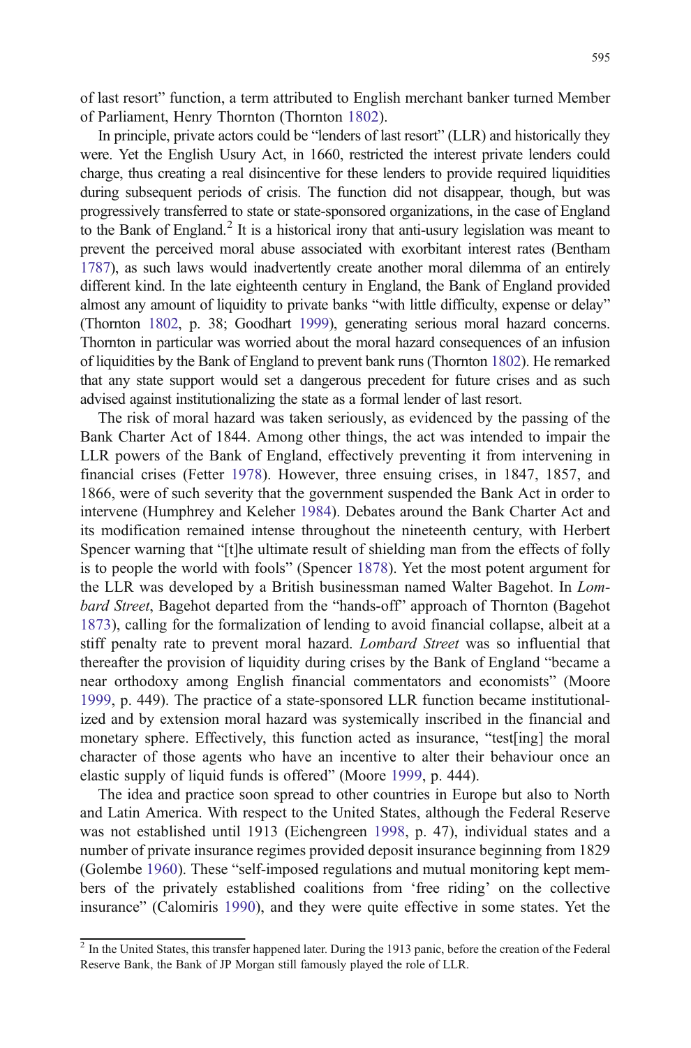of last resort" function, a term attributed to English merchant banker turned Member of Parliament, Henry Thornton (Thornton 1802).

In principle, private actors could be "lenders of last resort" (LLR) and historically they were. Yet the English Usury Act, in 1660, restricted the interest private lenders could charge, thus creating a real disincentive for these lenders to provide required liquidities during subsequent periods of crisis. The function did not disappear, though, but was progressively transferred to state or state-sponsored organizations, in the case of England to the Bank of England.[2] It is a historical irony that anti-usury legislation was meant to prevent the perceived moral abuse associated with exorbitant interest rates (Bentham 1787), as such laws would inadvertently create another moral dilemma of an entirely different kind. In the late eighteenth century in England, the Bank of England provided almost any amount of liquidity to private banks "with little difficulty, expense or delay" (Thornton 1802, p. 38; Goodhart 1999), generating serious moral hazard concerns. Thornton in particular was worried about the moral hazard consequences of an infusion of liquidities by the Bank of England to prevent bank runs (Thornton 1802). He remarked that any state support would set a dangerous precedent for future crises and as such advised against institutionalizing the state as a formal lender of last resort.

The risk of moral hazard was taken seriously, as evidenced by the passing of the Bank Charter Act of 1844. Among other things, the act was intended to impair the LLR powers of the Bank of England, effectively preventing it from intervening in financial crises (Fetter 1978). However, three ensuing crises, in 1847, 1857, and 1866, were of such severity that the government suspended the Bank Act in order to intervene (Humphrey and Keleher 1984). Debates around the Bank Charter Act and its modification remained intense throughout the nineteenth century, with Herbert Spencer warning that "[t]he ultimate result of shielding man from the effects of folly is to people the world with fools" (Spencer 1878). Yet the most potent argument for the LLR was developed by a British businessman named Walter Bagehot. In *Lombard Street*, Bagehot departed from the "hands-off" approach of Thornton (Bagehot 1873), calling for the formalization of lending to avoid financial collapse, albeit at a stiff penalty rate to prevent moral hazard. *Lombard Street* was so influential that thereafter the provision of liquidity during crises by the Bank of England "became a near orthodoxy among English financial commentators and economists" (Moore 1999, p. 449). The practice of a state-sponsored LLR function became institutionalized and by extension moral hazard was systemically inscribed in the financial and monetary sphere. Effectively, this function acted as insurance, "test[ing] the moral character of those agents who have an incentive to alter their behaviour once an elastic supply of liquid funds is offered" (Moore 1999, p. 444).

The idea and practice soon spread to other countries in Europe but also to North and Latin America. With respect to the United States, although the Federal Reserve was not established until 1913 (Eichengreen 1998, p. 47), individual states and a number of private insurance regimes provided deposit insurance beginning from 1829 (Golembe 1960). These "self-imposed regulations and mutual monitoring kept members of the privately established coalitions from 'free riding' on the collective insurance" (Calomiris 1990), and they were quite effective in some states. Yet the

[2] In the United States, this transfer happened later. During the 1913 panic, before the creation of the Federal Reserve Bank, the Bank of JP Morgan still famously played the role of LLR.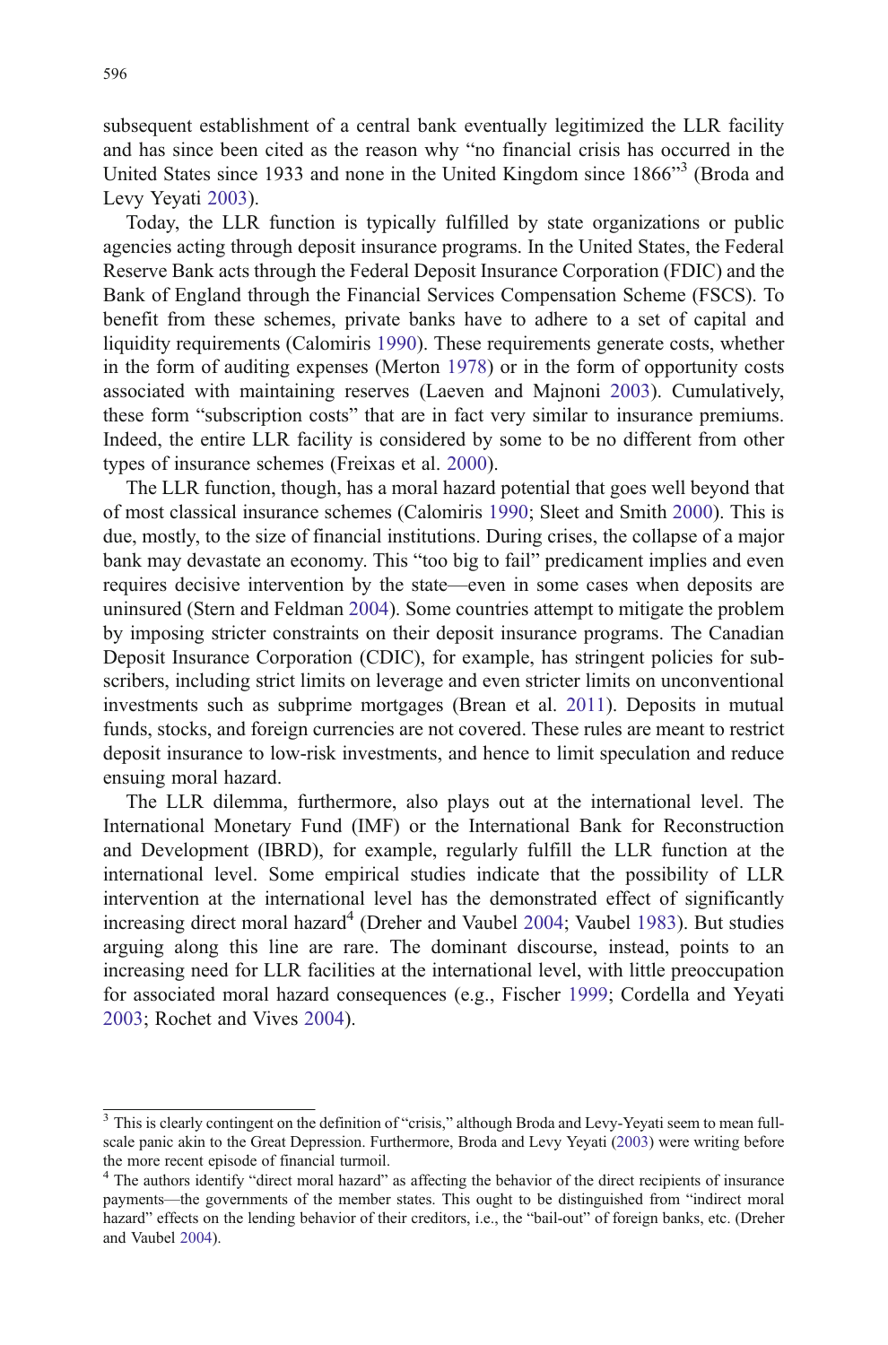subsequent establishment of a central bank eventually legitimized the LLR facility and has since been cited as the reason why "no financial crisis has occurred in the United States since 1933 and none in the United Kingdom since 1866"[3] (Broda and Levy Yeyati 2003).

Today, the LLR function is typically fulfilled by state organizations or public agencies acting through deposit insurance programs. In the United States, the Federal Reserve Bank acts through the Federal Deposit Insurance Corporation (FDIC) and the Bank of England through the Financial Services Compensation Scheme (FSCS). To benefit from these schemes, private banks have to adhere to a set of capital and liquidity requirements (Calomiris 1990). These requirements generate costs, whether in the form of auditing expenses (Merton 1978) or in the form of opportunity costs associated with maintaining reserves (Laeven and Majnoni 2003). Cumulatively, these form "subscription costs" that are in fact very similar to insurance premiums. Indeed, the entire LLR facility is considered by some to be no different from other types of insurance schemes (Freixas et al. 2000).

The LLR function, though, has a moral hazard potential that goes well beyond that of most classical insurance schemes (Calomiris 1990; Sleet and Smith 2000). This is due, mostly, to the size of financial institutions. During crises, the collapse of a major bank may devastate an economy. This "too big to fail" predicament implies and even requires decisive intervention by the state—even in some cases when deposits are uninsured (Stern and Feldman 2004). Some countries attempt to mitigate the problem by imposing stricter constraints on their deposit insurance programs. The Canadian Deposit Insurance Corporation (CDIC), for example, has stringent policies for subscribers, including strict limits on leverage and even stricter limits on unconventional investments such as subprime mortgages (Brean et al. 2011). Deposits in mutual funds, stocks, and foreign currencies are not covered. These rules are meant to restrict deposit insurance to low-risk investments, and hence to limit speculation and reduce ensuing moral hazard.

The LLR dilemma, furthermore, also plays out at the international level. The International Monetary Fund (IMF) or the International Bank for Reconstruction and Development (IBRD), for example, regularly fulfill the LLR function at the international level. Some empirical studies indicate that the possibility of LLR intervention at the international level has the demonstrated effect of significantly increasing direct moral hazard[4] (Dreher and Vaubel 2004; Vaubel 1983). But studies arguing along this line are rare. The dominant discourse, instead, points to an increasing need for LLR facilities at the international level, with little preoccupation for associated moral hazard consequences (e.g., Fischer 1999; Cordella and Yeyati 2003; Rochet and Vives 2004).

---

[3] This is clearly contingent on the definition of "crisis," although Broda and Levy-Yeyati seem to mean full-scale panic akin to the Great Depression. Furthermore, Broda and Levy Yeyati (2003) were writing before the more recent episode of financial turmoil.

[4] The authors identify "direct moral hazard" as affecting the behavior of the direct recipients of insurance payments—the governments of the member states. This ought to be distinguished from "indirect moral hazard" effects on the lending behavior of their creditors, i.e., the "bail-out" of foreign banks, etc. (Dreher and Vaubel 2004).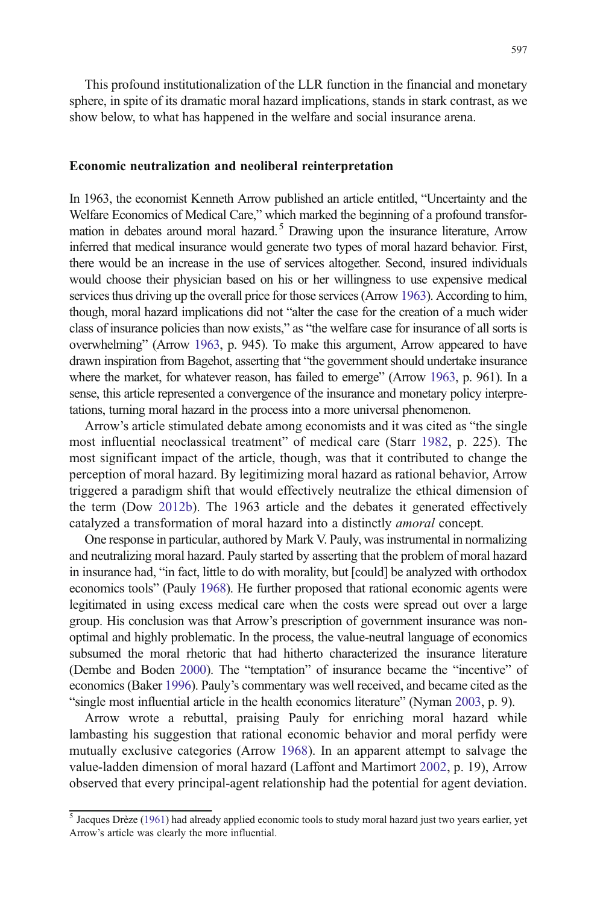This profound institutionalization of the LLR function in the financial and monetary sphere, in spite of its dramatic moral hazard implications, stands in stark contrast, as we show below, to what has happened in the welfare and social insurance arena.

## Economic neutralization and neoliberal reinterpretation

In 1963, the economist Kenneth Arrow published an article entitled, "Uncertainty and the Welfare Economics of Medical Care," which marked the beginning of a profound transformation in debates around moral hazard.[5] Drawing upon the insurance literature, Arrow inferred that medical insurance would generate two types of moral hazard behavior. First, there would be an increase in the use of services altogether. Second, insured individuals would choose their physician based on his or her willingness to use expensive medical services thus driving up the overall price for those services (Arrow 1963). According to him, though, moral hazard implications did not "alter the case for the creation of a much wider class of insurance policies than now exists," as "the welfare case for insurance of all sorts is overwhelming" (Arrow 1963, p. 945). To make this argument, Arrow appeared to have drawn inspiration from Bagehot, asserting that "the government should undertake insurance where the market, for whatever reason, has failed to emerge" (Arrow 1963, p. 961). In a sense, this article represented a convergence of the insurance and monetary policy interpretations, turning moral hazard in the process into a more universal phenomenon.

Arrow's article stimulated debate among economists and it was cited as "the single most influential neoclassical treatment" of medical care (Starr 1982, p. 225). The most significant impact of the article, though, was that it contributed to change the perception of moral hazard. By legitimizing moral hazard as rational behavior, Arrow triggered a paradigm shift that would effectively neutralize the ethical dimension of the term (Dow 2012b). The 1963 article and the debates it generated effectively catalyzed a transformation of moral hazard into a distinctly *amoral* concept.

One response in particular, authored by Mark V. Pauly, was instrumental in normalizing and neutralizing moral hazard. Pauly started by asserting that the problem of moral hazard in insurance had, "in fact, little to do with morality, but [could] be analyzed with orthodox economics tools" (Pauly 1968). He further proposed that rational economic agents were legitimated in using excess medical care when the costs were spread out over a large group. His conclusion was that Arrow's prescription of government insurance was non-optimal and highly problematic. In the process, the value-neutral language of economics subsumed the moral rhetoric that had hitherto characterized the insurance literature (Dembe and Boden 2000). The "temptation" of insurance became the "incentive" of economics (Baker 1996). Pauly's commentary was well received, and became cited as the "single most influential article in the health economics literature" (Nyman 2003, p. 9).

Arrow wrote a rebuttal, praising Pauly for enriching moral hazard while lambasting his suggestion that rational economic behavior and moral perfidy were mutually exclusive categories (Arrow 1968). In an apparent attempt to salvage the value-laden dimension of moral hazard (Laffont and Martimort 2002, p. 19), Arrow observed that every principal-agent relationship had the potential for agent deviation.

[5] Jacques Drèze (1961) had already applied economic tools to study moral hazard just two years earlier, yet Arrow's article was clearly the more influential.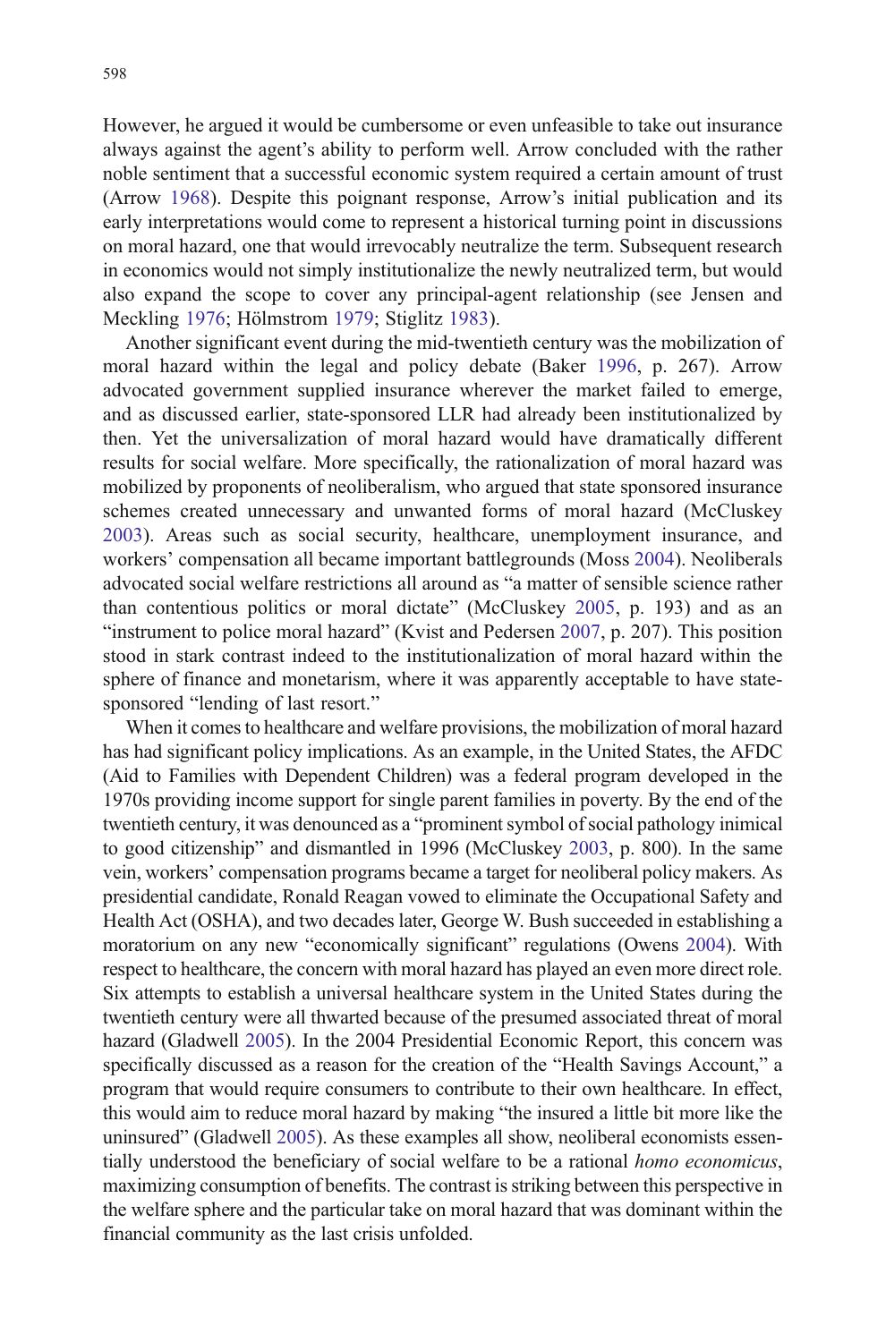However, he argued it would be cumbersome or even unfeasible to take out insurance always against the agent's ability to perform well. Arrow concluded with the rather noble sentiment that a successful economic system required a certain amount of trust (Arrow 1968). Despite this poignant response, Arrow's initial publication and its early interpretations would come to represent a historical turning point in discussions on moral hazard, one that would irrevocably neutralize the term. Subsequent research in economics would not simply institutionalize the newly neutralized term, but would also expand the scope to cover any principal-agent relationship (see Jensen and Meckling 1976; Hölmstrom 1979; Stiglitz 1983).

Another significant event during the mid-twentieth century was the mobilization of moral hazard within the legal and policy debate (Baker 1996, p. 267). Arrow advocated government supplied insurance wherever the market failed to emerge, and as discussed earlier, state-sponsored LLR had already been institutionalized by then. Yet the universalization of moral hazard would have dramatically different results for social welfare. More specifically, the rationalization of moral hazard was mobilized by proponents of neoliberalism, who argued that state sponsored insurance schemes created unnecessary and unwanted forms of moral hazard (McCluskey 2003). Areas such as social security, healthcare, unemployment insurance, and workers' compensation all became important battlegrounds (Moss 2004). Neoliberals advocated social welfare restrictions all around as "a matter of sensible science rather than contentious politics or moral dictate" (McCluskey 2005, p. 193) and as an "instrument to police moral hazard" (Kvist and Pedersen 2007, p. 207). This position stood in stark contrast indeed to the institutionalization of moral hazard within the sphere of finance and monetarism, where it was apparently acceptable to have state-sponsored "lending of last resort."

When it comes to healthcare and welfare provisions, the mobilization of moral hazard has had significant policy implications. As an example, in the United States, the AFDC (Aid to Families with Dependent Children) was a federal program developed in the 1970s providing income support for single parent families in poverty. By the end of the twentieth century, it was denounced as a "prominent symbol of social pathology inimical to good citizenship" and dismantled in 1996 (McCluskey 2003, p. 800). In the same vein, workers' compensation programs became a target for neoliberal policy makers. As presidential candidate, Ronald Reagan vowed to eliminate the Occupational Safety and Health Act (OSHA), and two decades later, George W. Bush succeeded in establishing a moratorium on any new "economically significant" regulations (Owens 2004). With respect to healthcare, the concern with moral hazard has played an even more direct role. Six attempts to establish a universal healthcare system in the United States during the twentieth century were all thwarted because of the presumed associated threat of moral hazard (Gladwell 2005). In the 2004 Presidential Economic Report, this concern was specifically discussed as a reason for the creation of the "Health Savings Account," a program that would require consumers to contribute to their own healthcare. In effect, this would aim to reduce moral hazard by making "the insured a little bit more like the uninsured" (Gladwell 2005). As these examples all show, neoliberal economists essentially understood the beneficiary of social welfare to be a rational *homo economicus*, maximizing consumption of benefits. The contrast is striking between this perspective in the welfare sphere and the particular take on moral hazard that was dominant within the financial community as the last crisis unfolded.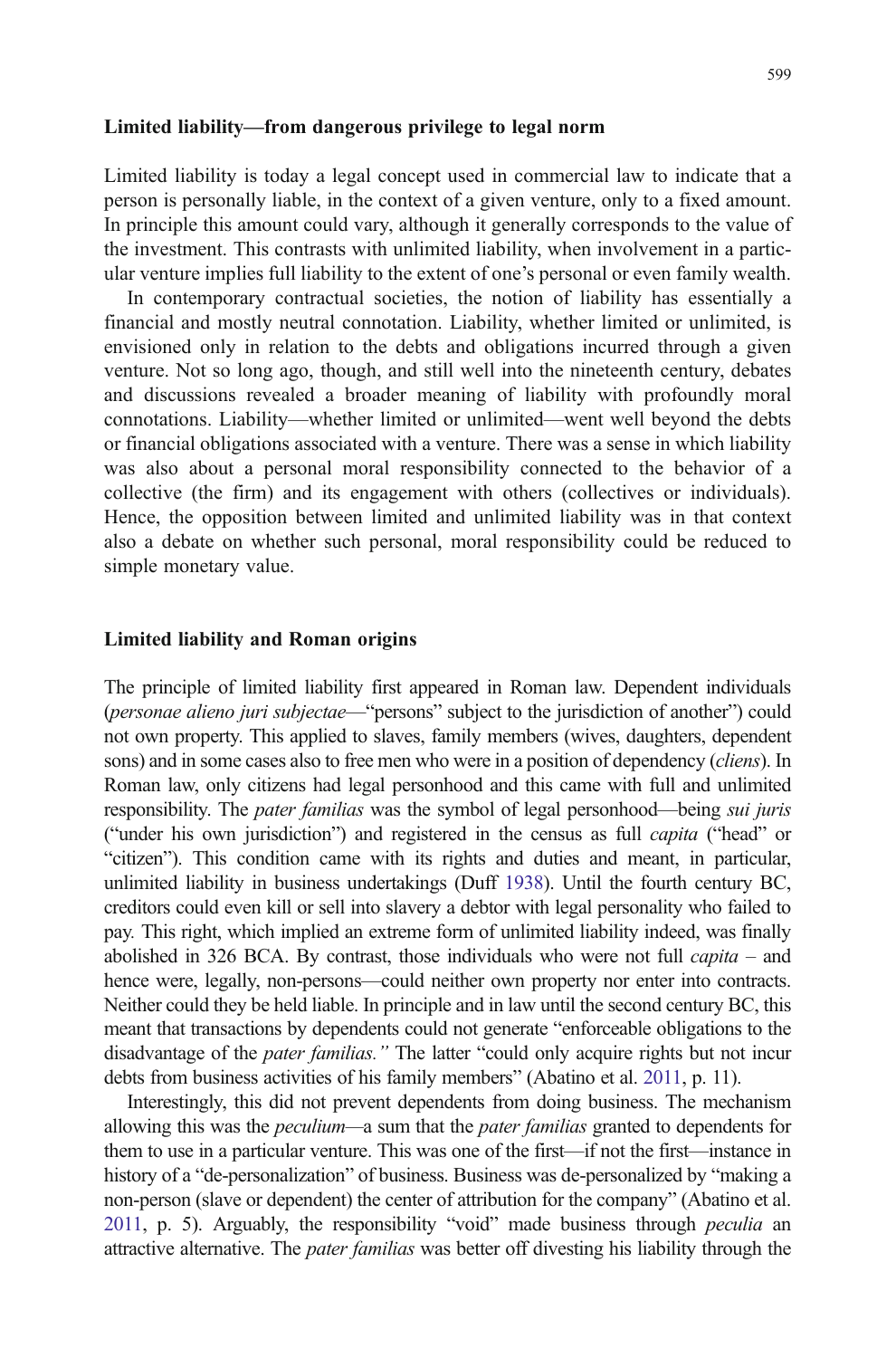### Limited liability—from dangerous privilege to legal norm

Limited liability is today a legal concept used in commercial law to indicate that a person is personally liable, in the context of a given venture, only to a fixed amount. In principle this amount could vary, although it generally corresponds to the value of the investment. This contrasts with unlimited liability, when involvement in a particular venture implies full liability to the extent of one's personal or even family wealth.

In contemporary contractual societies, the notion of liability has essentially a financial and mostly neutral connotation. Liability, whether limited or unlimited, is envisioned only in relation to the debts and obligations incurred through a given venture. Not so long ago, though, and still well into the nineteenth century, debates and discussions revealed a broader meaning of liability with profoundly moral connotations. Liability—whether limited or unlimited—went well beyond the debts or financial obligations associated with a venture. There was a sense in which liability was also about a personal moral responsibility connected to the behavior of a collective (the firm) and its engagement with others (collectives or individuals). Hence, the opposition between limited and unlimited liability was in that context also a debate on whether such personal, moral responsibility could be reduced to simple monetary value.

### Limited liability and Roman origins

The principle of limited liability first appeared in Roman law. Dependent individuals (*personae alieno juri subjectae*—"persons" subject to the jurisdiction of another") could not own property. This applied to slaves, family members (wives, daughters, dependent sons) and in some cases also to free men who were in a position of dependency (*cliens*). In Roman law, only citizens had legal personhood and this came with full and unlimited responsibility. The *pater familias* was the symbol of legal personhood—being *sui juris* ("under his own jurisdiction") and registered in the census as full *capita* ("head" or "citizen"). This condition came with its rights and duties and meant, in particular, unlimited liability in business undertakings (Duff 1938). Until the fourth century BC, creditors could even kill or sell into slavery a debtor with legal personality who failed to pay. This right, which implied an extreme form of unlimited liability indeed, was finally abolished in 326 BCA. By contrast, those individuals who were not full *capita* – and hence were, legally, non-persons—could neither own property nor enter into contracts. Neither could they be held liable. In principle and in law until the second century BC, this meant that transactions by dependents could not generate "enforceable obligations to the disadvantage of the *pater familias."* The latter "could only acquire rights but not incur debts from business activities of his family members" (Abatino et al. 2011, p. 11).

Interestingly, this did not prevent dependents from doing business. The mechanism allowing this was the *peculium*—a sum that the *pater familias* granted to dependents for them to use in a particular venture. This was one of the first—if not the first—instance in history of a "de-personalization" of business. Business was de-personalized by "making a non-person (slave or dependent) the center of attribution for the company" (Abatino et al. 2011, p. 5). Arguably, the responsibility "void" made business through *peculia* an attractive alternative. The *pater familias* was better off divesting his liability through the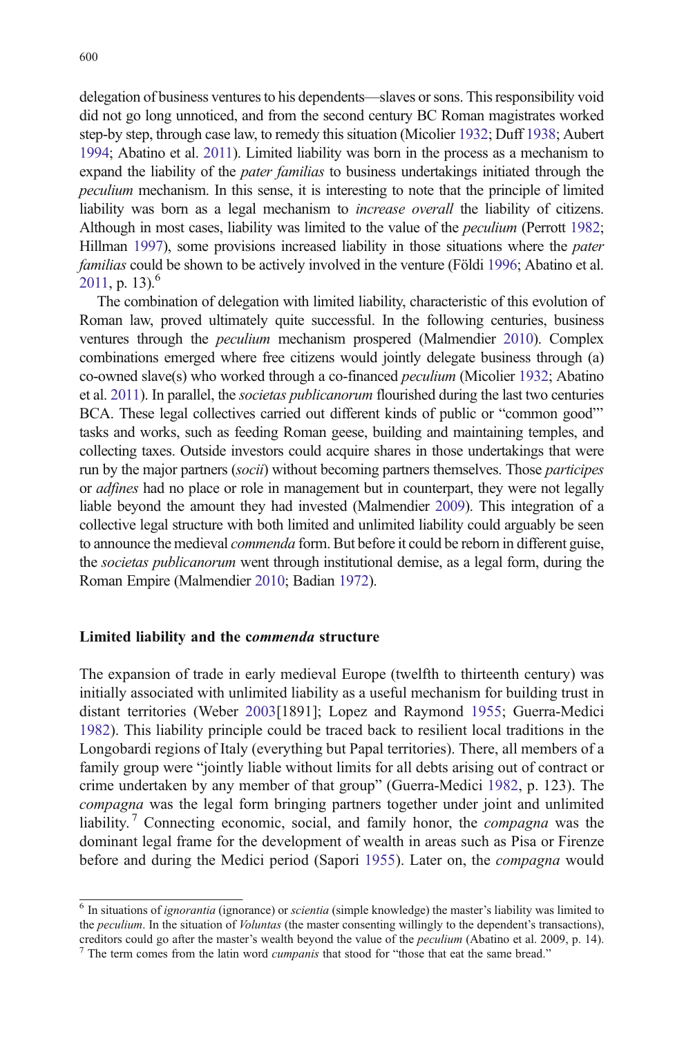delegation of business ventures to his dependents—slaves or sons. This responsibility void did not go long unnoticed, and from the second century BC Roman magistrates worked step-by step, through case law, to remedy this situation (Micolier 1932; Duff 1938; Aubert 1994; Abatino et al. 2011). Limited liability was born in the process as a mechanism to expand the liability of the *pater familias* to business undertakings initiated through the *peculium* mechanism. In this sense, it is interesting to note that the principle of limited liability was born as a legal mechanism to *increase overall* the liability of citizens. Although in most cases, liability was limited to the value of the *peculium* (Perrott 1982; Hillman 1997), some provisions increased liability in those situations where the *pater familias* could be shown to be actively involved in the venture (Földi 1996; Abatino et al. 2011, p. 13).[6]

The combination of delegation with limited liability, characteristic of this evolution of Roman law, proved ultimately quite successful. In the following centuries, business ventures through the *peculium* mechanism prospered (Malmendier 2010). Complex combinations emerged where free citizens would jointly delegate business through (a) co-owned slave(s) who worked through a co-financed *peculium* (Micolier 1932; Abatino et al. 2011). In parallel, the *societas publicanorum* flourished during the last two centuries BCA. These legal collectives carried out different kinds of public or "common good"' tasks and works, such as feeding Roman geese, building and maintaining temples, and collecting taxes. Outside investors could acquire shares in those undertakings that were run by the major partners (*socii*) without becoming partners themselves. Those *participes* or *adfines* had no place or role in management but in counterpart, they were not legally liable beyond the amount they had invested (Malmendier 2009). This integration of a collective legal structure with both limited and unlimited liability could arguably be seen to announce the medieval *commenda* form. But before it could be reborn in different guise, the *societas publicanorum* went through institutional demise, as a legal form, during the Roman Empire (Malmendier 2010; Badian 1972).

## Limited liability and the *commenda* structure

The expansion of trade in early medieval Europe (twelfth to thirteenth century) was initially associated with unlimited liability as a useful mechanism for building trust in distant territories (Weber 2003[1891]; Lopez and Raymond 1955; Guerra-Medici 1982). This liability principle could be traced back to resilient local traditions in the Longobardi regions of Italy (everything but Papal territories). There, all members of a family group were "jointly liable without limits for all debts arising out of contract or crime undertaken by any member of that group" (Guerra-Medici 1982, p. 123). The *compagna* was the legal form bringing partners together under joint and unlimited liability.[7] Connecting economic, social, and family honor, the *compagna* was the dominant legal frame for the development of wealth in areas such as Pisa or Firenze before and during the Medici period (Sapori 1955). Later on, the *compagna* would

---

[6] In situations of *ignorantia* (ignorance) or *scientia* (simple knowledge) the master's liability was limited to the *peculium*. In the situation of *Voluntas* (the master consenting willingly to the dependent's transactions), creditors could go after the master's wealth beyond the value of the *peculium* (Abatino et al. 2009, p. 14).

[7] The term comes from the latin word *cumpanis* that stood for "those that eat the same bread."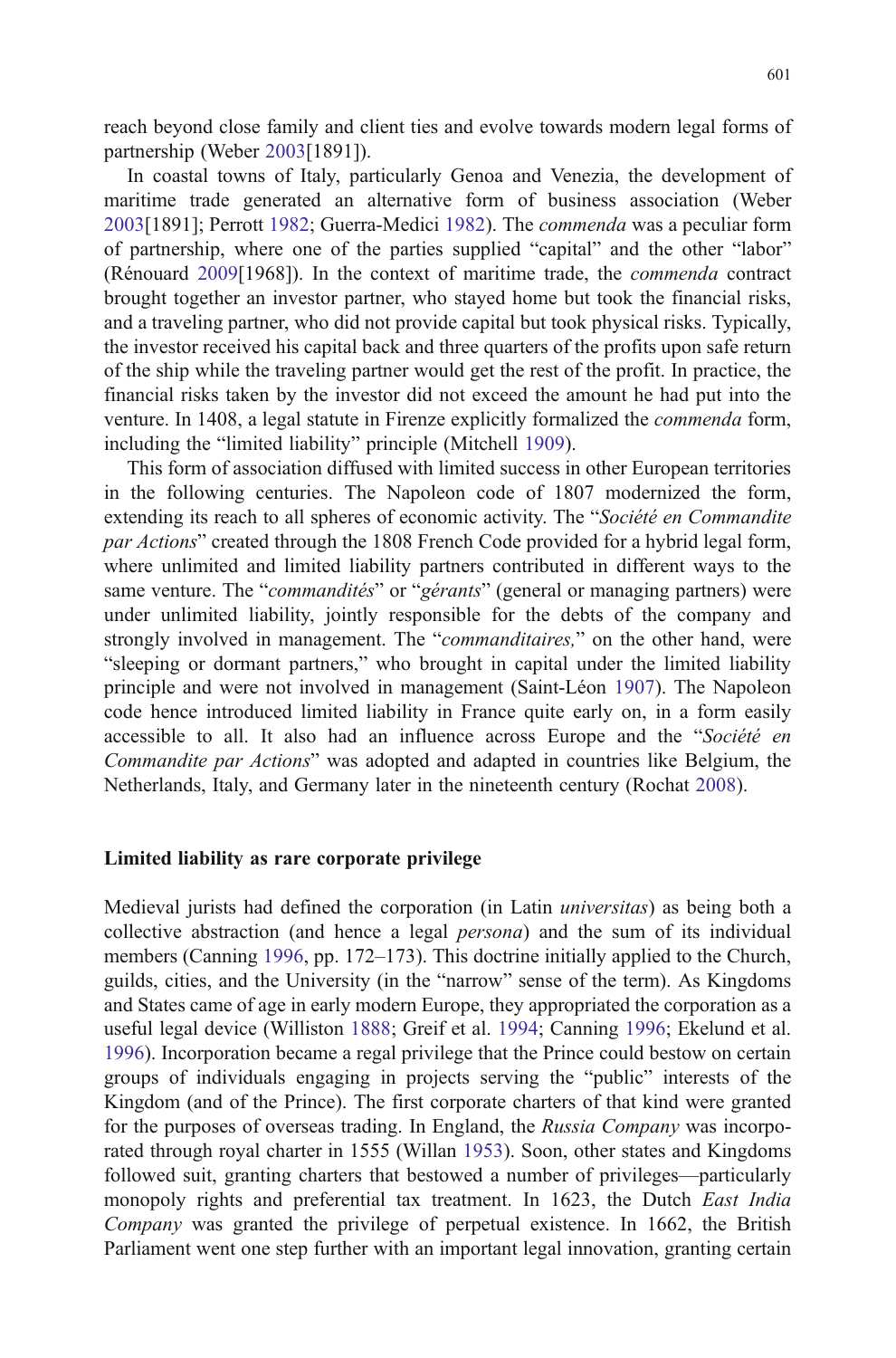reach beyond close family and client ties and evolve towards modern legal forms of partnership (Weber 2003[1891]).

In coastal towns of Italy, particularly Genoa and Venezia, the development of maritime trade generated an alternative form of business association (Weber 2003[1891]; Perrott 1982; Guerra-Medici 1982). The *commenda* was a peculiar form of partnership, where one of the parties supplied "capital" and the other "labor" (Rénouard 2009[1968]). In the context of maritime trade, the *commenda* contract brought together an investor partner, who stayed home but took the financial risks, and a traveling partner, who did not provide capital but took physical risks. Typically, the investor received his capital back and three quarters of the profits upon safe return of the ship while the traveling partner would get the rest of the profit. In practice, the financial risks taken by the investor did not exceed the amount he had put into the venture. In 1408, a legal statute in Firenze explicitly formalized the *commenda* form, including the "limited liability" principle (Mitchell 1909).

This form of association diffused with limited success in other European territories in the following centuries. The Napoleon code of 1807 modernized the form, extending its reach to all spheres of economic activity. The "*Société en Commandite par Actions*" created through the 1808 French Code provided for a hybrid legal form, where unlimited and limited liability partners contributed in different ways to the same venture. The "*commandités*" or "*gérants*" (general or managing partners) were under unlimited liability, jointly responsible for the debts of the company and strongly involved in management. The "*commanditaires,*" on the other hand, were "sleeping or dormant partners," who brought in capital under the limited liability principle and were not involved in management (Saint-Léon 1907). The Napoleon code hence introduced limited liability in France quite early on, in a form easily accessible to all. It also had an influence across Europe and the "*Société en Commandite par Actions*" was adopted and adapted in countries like Belgium, the Netherlands, Italy, and Germany later in the nineteenth century (Rochat 2008).

## Limited liability as rare corporate privilege

Medieval jurists had defined the corporation (in Latin *universitas*) as being both a collective abstraction (and hence a legal *persona*) and the sum of its individual members (Canning 1996, pp. 172–173). This doctrine initially applied to the Church, guilds, cities, and the University (in the "narrow" sense of the term). As Kingdoms and States came of age in early modern Europe, they appropriated the corporation as a useful legal device (Williston 1888; Greif et al. 1994; Canning 1996; Ekelund et al. 1996). Incorporation became a regal privilege that the Prince could bestow on certain groups of individuals engaging in projects serving the "public" interests of the Kingdom (and of the Prince). The first corporate charters of that kind were granted for the purposes of overseas trading. In England, the *Russia Company* was incorporated through royal charter in 1555 (Willan 1953). Soon, other states and Kingdoms followed suit, granting charters that bestowed a number of privileges—particularly monopoly rights and preferential tax treatment. In 1623, the Dutch *East India Company* was granted the privilege of perpetual existence. In 1662, the British Parliament went one step further with an important legal innovation, granting certain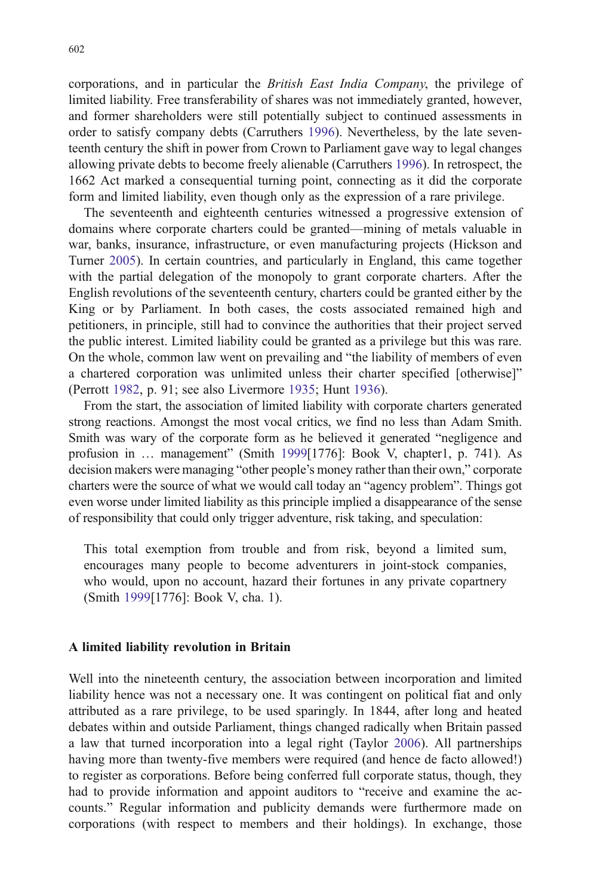corporations, and in particular the *British East India Company*, the privilege of limited liability. Free transferability of shares was not immediately granted, however, and former shareholders were still potentially subject to continued assessments in order to satisfy company debts (Carruthers 1996). Nevertheless, by the late seventeenth century the shift in power from Crown to Parliament gave way to legal changes allowing private debts to become freely alienable (Carruthers 1996). In retrospect, the 1662 Act marked a consequential turning point, connecting as it did the corporate form and limited liability, even though only as the expression of a rare privilege.

The seventeenth and eighteenth centuries witnessed a progressive extension of domains where corporate charters could be granted—mining of metals valuable in war, banks, insurance, infrastructure, or even manufacturing projects (Hickson and Turner 2005). In certain countries, and particularly in England, this came together with the partial delegation of the monopoly to grant corporate charters. After the English revolutions of the seventeenth century, charters could be granted either by the King or by Parliament. In both cases, the costs associated remained high and petitioners, in principle, still had to convince the authorities that their project served the public interest. Limited liability could be granted as a privilege but this was rare. On the whole, common law went on prevailing and "the liability of members of even a chartered corporation was unlimited unless their charter specified [otherwise]" (Perrott 1982, p. 91; see also Livermore 1935; Hunt 1936).

From the start, the association of limited liability with corporate charters generated strong reactions. Amongst the most vocal critics, we find no less than Adam Smith. Smith was wary of the corporate form as he believed it generated "negligence and profusion in … management" (Smith 1999[1776]: Book V, chapter1, p. 741). As decision makers were managing "other people's money rather than their own," corporate charters were the source of what we would call today an "agency problem". Things got even worse under limited liability as this principle implied a disappearance of the sense of responsibility that could only trigger adventure, risk taking, and speculation:

> This total exemption from trouble and from risk, beyond a limited sum, encourages many people to become adventurers in joint-stock companies, who would, upon no account, hazard their fortunes in any private copartnery (Smith 1999[1776]: Book V, cha. 1).

### A limited liability revolution in Britain

Well into the nineteenth century, the association between incorporation and limited liability hence was not a necessary one. It was contingent on political fiat and only attributed as a rare privilege, to be used sparingly. In 1844, after long and heated debates within and outside Parliament, things changed radically when Britain passed a law that turned incorporation into a legal right (Taylor 2006). All partnerships having more than twenty-five members were required (and hence de facto allowed!) to register as corporations. Before being conferred full corporate status, though, they had to provide information and appoint auditors to "receive and examine the accounts." Regular information and publicity demands were furthermore made on corporations (with respect to members and their holdings). In exchange, those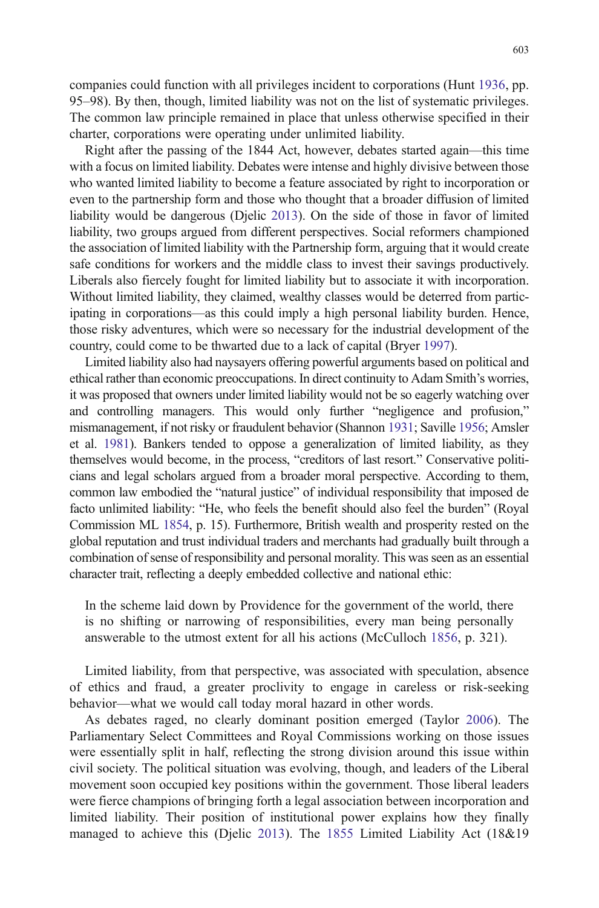companies could function with all privileges incident to corporations (Hunt 1936, pp. 95–98). By then, though, limited liability was not on the list of systematic privileges. The common law principle remained in place that unless otherwise specified in their charter, corporations were operating under unlimited liability.

Right after the passing of the 1844 Act, however, debates started again—this time with a focus on limited liability. Debates were intense and highly divisive between those who wanted limited liability to become a feature associated by right to incorporation or even to the partnership form and those who thought that a broader diffusion of limited liability would be dangerous (Djelic 2013). On the side of those in favor of limited liability, two groups argued from different perspectives. Social reformers championed the association of limited liability with the Partnership form, arguing that it would create safe conditions for workers and the middle class to invest their savings productively. Liberals also fiercely fought for limited liability but to associate it with incorporation. Without limited liability, they claimed, wealthy classes would be deterred from participating in corporations—as this could imply a high personal liability burden. Hence, those risky adventures, which were so necessary for the industrial development of the country, could come to be thwarted due to a lack of capital (Bryer 1997).

Limited liability also had naysayers offering powerful arguments based on political and ethical rather than economic preoccupations. In direct continuity to Adam Smith's worries, it was proposed that owners under limited liability would not be so eagerly watching over and controlling managers. This would only further "negligence and profusion," mismanagement, if not risky or fraudulent behavior (Shannon 1931; Saville 1956; Amsler et al. 1981). Bankers tended to oppose a generalization of limited liability, as they themselves would become, in the process, "creditors of last resort." Conservative politicians and legal scholars argued from a broader moral perspective. According to them, common law embodied the "natural justice" of individual responsibility that imposed de facto unlimited liability: "He, who feels the benefit should also feel the burden" (Royal Commission ML 1854, p. 15). Furthermore, British wealth and prosperity rested on the global reputation and trust individual traders and merchants had gradually built through a combination of sense of responsibility and personal morality. This was seen as an essential character trait, reflecting a deeply embedded collective and national ethic:

> In the scheme laid down by Providence for the government of the world, there is no shifting or narrowing of responsibilities, every man being personally answerable to the utmost extent for all his actions (McCulloch 1856, p. 321).

Limited liability, from that perspective, was associated with speculation, absence of ethics and fraud, a greater proclivity to engage in careless or risk-seeking behavior—what we would call today moral hazard in other words.

As debates raged, no clearly dominant position emerged (Taylor 2006). The Parliamentary Select Committees and Royal Commissions working on those issues were essentially split in half, reflecting the strong division around this issue within civil society. The political situation was evolving, though, and leaders of the Liberal movement soon occupied key positions within the government. Those liberal leaders were fierce champions of bringing forth a legal association between incorporation and limited liability. Their position of institutional power explains how they finally managed to achieve this (Djelic 2013). The 1855 Limited Liability Act (18&19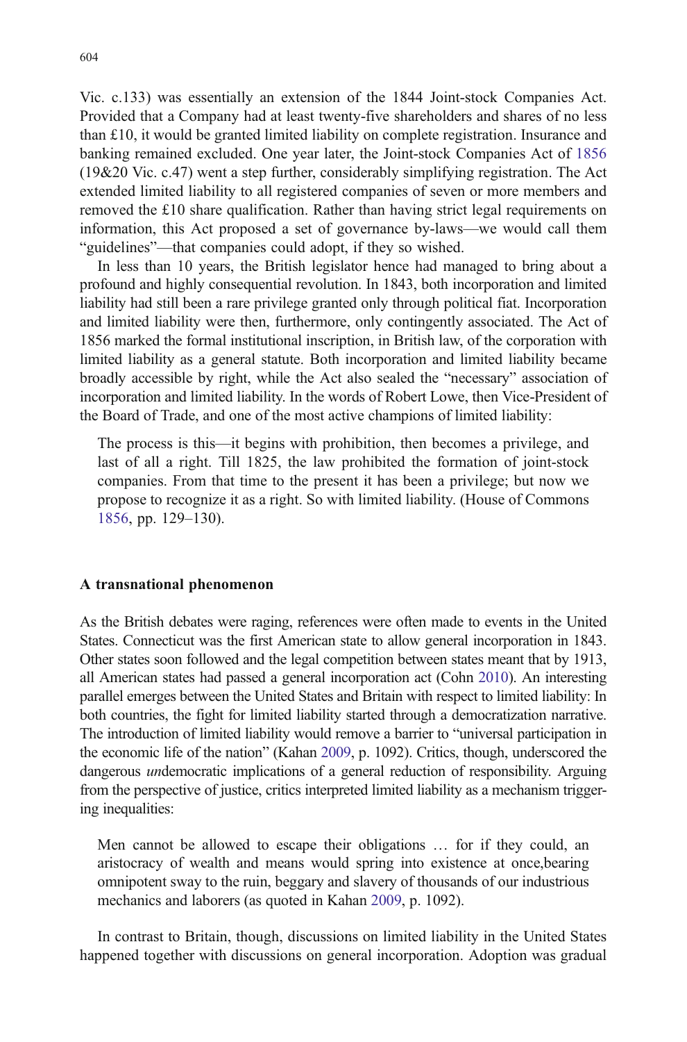Vic. c.133) was essentially an extension of the 1844 Joint-stock Companies Act. Provided that a Company had at least twenty-five shareholders and shares of no less than £10, it would be granted limited liability on complete registration. Insurance and banking remained excluded. One year later, the Joint-stock Companies Act of 1856 (19&20 Vic. c.47) went a step further, considerably simplifying registration. The Act extended limited liability to all registered companies of seven or more members and removed the £10 share qualification. Rather than having strict legal requirements on information, this Act proposed a set of governance by-laws—we would call them "guidelines"—that companies could adopt, if they so wished.

In less than 10 years, the British legislator hence had managed to bring about a profound and highly consequential revolution. In 1843, both incorporation and limited liability had still been a rare privilege granted only through political fiat. Incorporation and limited liability were then, furthermore, only contingently associated. The Act of 1856 marked the formal institutional inscription, in British law, of the corporation with limited liability as a general statute. Both incorporation and limited liability became broadly accessible by right, while the Act also sealed the "necessary" association of incorporation and limited liability. In the words of Robert Lowe, then Vice-President of the Board of Trade, and one of the most active champions of limited liability:

> The process is this—it begins with prohibition, then becomes a privilege, and last of all a right. Till 1825, the law prohibited the formation of joint-stock companies. From that time to the present it has been a privilege; but now we propose to recognize it as a right. So with limited liability. (House of Commons 1856, pp. 129–130).

### A transnational phenomenon

As the British debates were raging, references were often made to events in the United States. Connecticut was the first American state to allow general incorporation in 1843. Other states soon followed and the legal competition between states meant that by 1913, all American states had passed a general incorporation act (Cohn 2010). An interesting parallel emerges between the United States and Britain with respect to limited liability: In both countries, the fight for limited liability started through a democratization narrative. The introduction of limited liability would remove a barrier to "universal participation in the economic life of the nation" (Kahan 2009, p. 1092). Critics, though, underscored the dangerous *un*democratic implications of a general reduction of responsibility. Arguing from the perspective of justice, critics interpreted limited liability as a mechanism triggering inequalities:

> Men cannot be allowed to escape their obligations … for if they could, an aristocracy of wealth and means would spring into existence at once,bearing omnipotent sway to the ruin, beggary and slavery of thousands of our industrious mechanics and laborers (as quoted in Kahan 2009, p. 1092).

In contrast to Britain, though, discussions on limited liability in the United States happened together with discussions on general incorporation. Adoption was gradual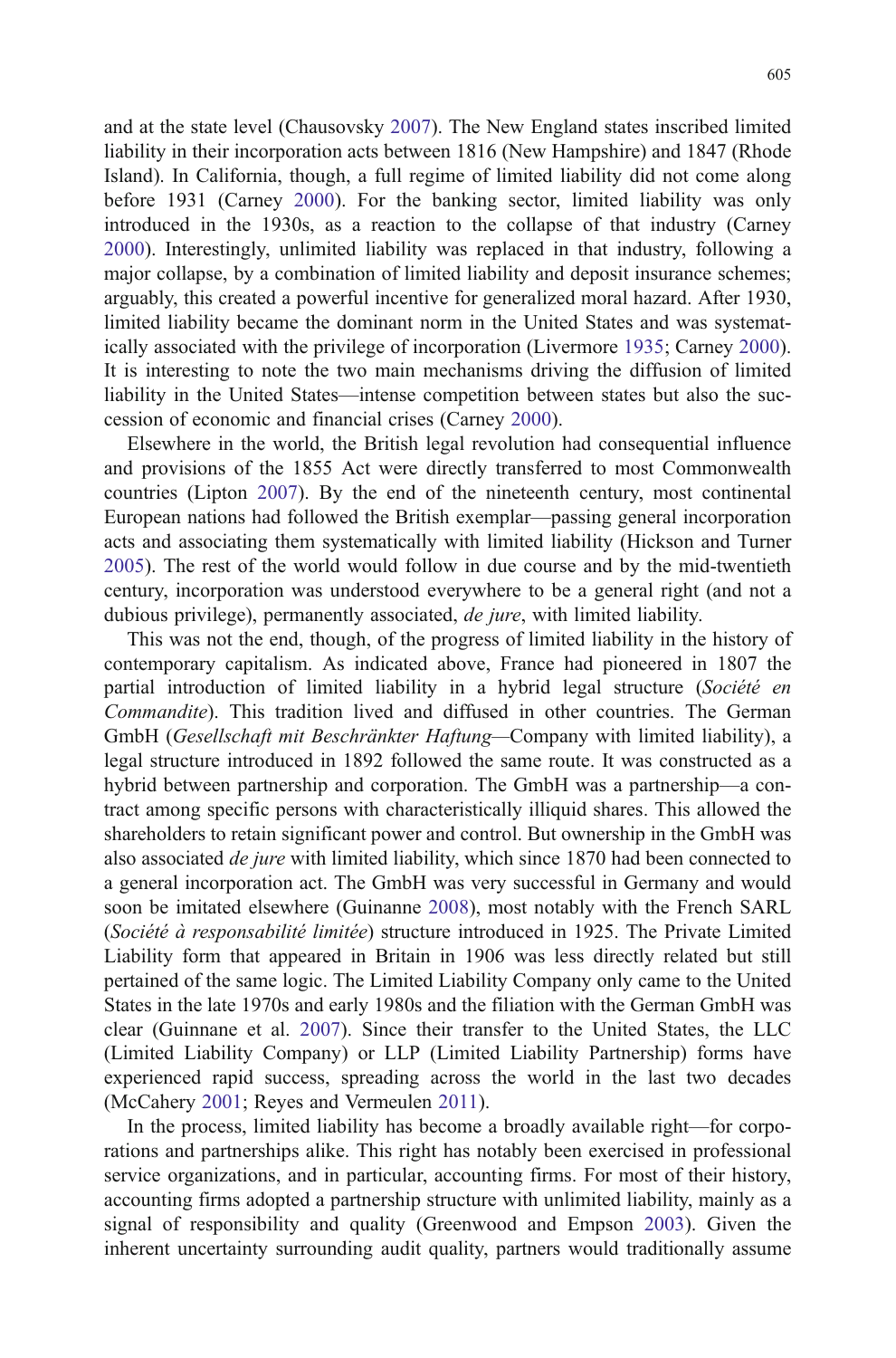and at the state level (Chausovsky 2007). The New England states inscribed limited liability in their incorporation acts between 1816 (New Hampshire) and 1847 (Rhode Island). In California, though, a full regime of limited liability did not come along before 1931 (Carney 2000). For the banking sector, limited liability was only introduced in the 1930s, as a reaction to the collapse of that industry (Carney 2000). Interestingly, unlimited liability was replaced in that industry, following a major collapse, by a combination of limited liability and deposit insurance schemes; arguably, this created a powerful incentive for generalized moral hazard. After 1930, limited liability became the dominant norm in the United States and was systematically associated with the privilege of incorporation (Livermore 1935; Carney 2000). It is interesting to note the two main mechanisms driving the diffusion of limited liability in the United States—intense competition between states but also the succession of economic and financial crises (Carney 2000).

Elsewhere in the world, the British legal revolution had consequential influence and provisions of the 1855 Act were directly transferred to most Commonwealth countries (Lipton 2007). By the end of the nineteenth century, most continental European nations had followed the British exemplar—passing general incorporation acts and associating them systematically with limited liability (Hickson and Turner 2005). The rest of the world would follow in due course and by the mid-twentieth century, incorporation was understood everywhere to be a general right (and not a dubious privilege), permanently associated, *de jure*, with limited liability.

This was not the end, though, of the progress of limited liability in the history of contemporary capitalism. As indicated above, France had pioneered in 1807 the partial introduction of limited liability in a hybrid legal structure (*Société en Commandite*). This tradition lived and diffused in other countries. The German GmbH (*Gesellschaft mit Beschränkter Haftung*—Company with limited liability), a legal structure introduced in 1892 followed the same route. It was constructed as a hybrid between partnership and corporation. The GmbH was a partnership—a contract among specific persons with characteristically illiquid shares. This allowed the shareholders to retain significant power and control. But ownership in the GmbH was also associated *de jure* with limited liability, which since 1870 had been connected to a general incorporation act. The GmbH was very successful in Germany and would soon be imitated elsewhere (Guinanne 2008), most notably with the French SARL (*Société à responsabilité limitée*) structure introduced in 1925. The Private Limited Liability form that appeared in Britain in 1906 was less directly related but still pertained of the same logic. The Limited Liability Company only came to the United States in the late 1970s and early 1980s and the filiation with the German GmbH was clear (Guinnane et al. 2007). Since their transfer to the United States, the LLC (Limited Liability Company) or LLP (Limited Liability Partnership) forms have experienced rapid success, spreading across the world in the last two decades (McCahery 2001; Reyes and Vermeulen 2011).

In the process, limited liability has become a broadly available right—for corporations and partnerships alike. This right has notably been exercised in professional service organizations, and in particular, accounting firms. For most of their history, accounting firms adopted a partnership structure with unlimited liability, mainly as a signal of responsibility and quality (Greenwood and Empson 2003). Given the inherent uncertainty surrounding audit quality, partners would traditionally assume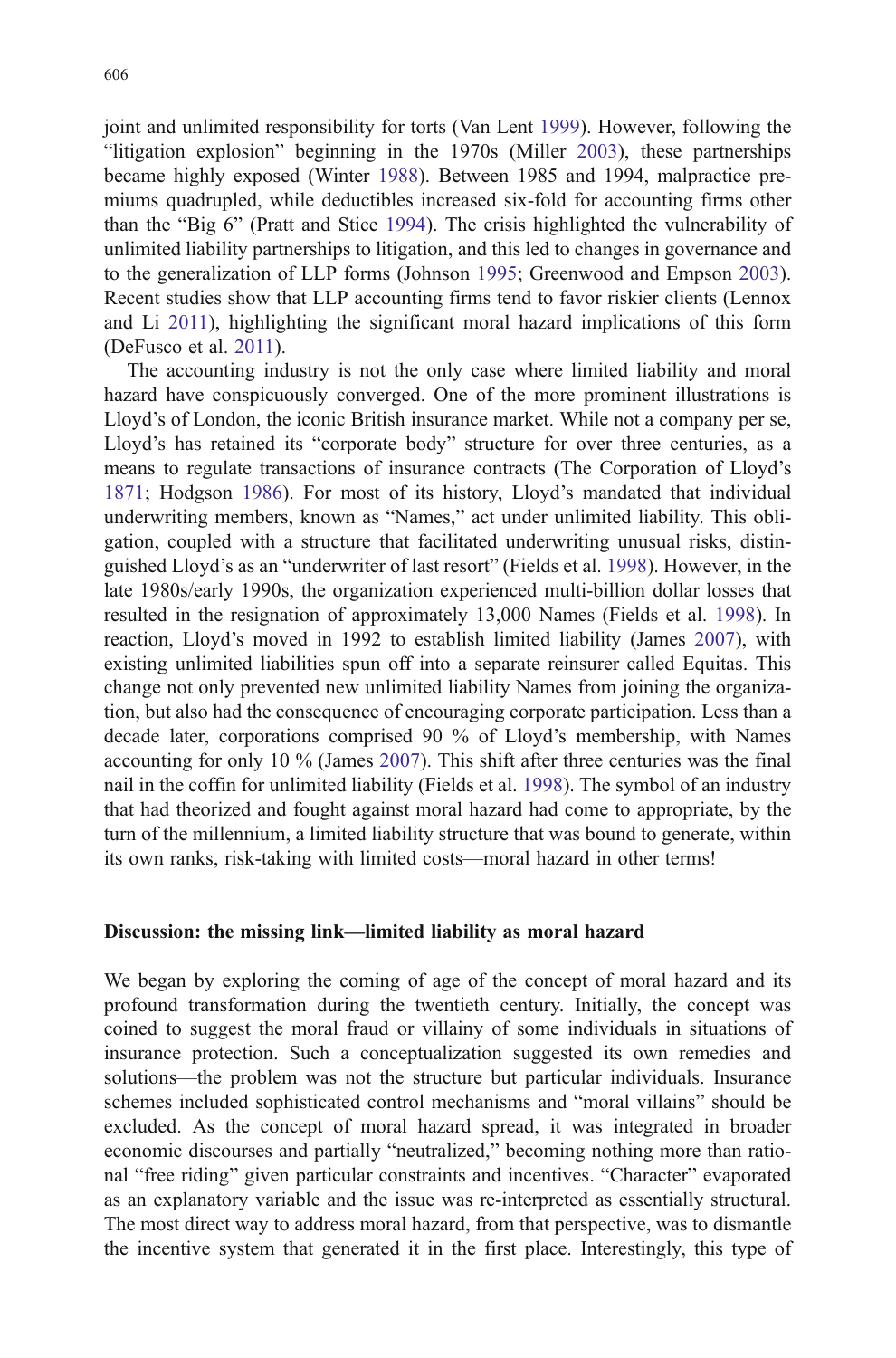joint and unlimited responsibility for torts (Van Lent 1999). However, following the "litigation explosion" beginning in the 1970s (Miller 2003), these partnerships became highly exposed (Winter 1988). Between 1985 and 1994, malpractice premiums quadrupled, while deductibles increased six-fold for accounting firms other than the "Big 6" (Pratt and Stice 1994). The crisis highlighted the vulnerability of unlimited liability partnerships to litigation, and this led to changes in governance and to the generalization of LLP forms (Johnson 1995; Greenwood and Empson 2003). Recent studies show that LLP accounting firms tend to favor riskier clients (Lennox and Li 2011), highlighting the significant moral hazard implications of this form (DeFusco et al. 2011).

The accounting industry is not the only case where limited liability and moral hazard have conspicuously converged. One of the more prominent illustrations is Lloyd's of London, the iconic British insurance market. While not a company per se, Lloyd's has retained its "corporate body" structure for over three centuries, as a means to regulate transactions of insurance contracts (The Corporation of Lloyd's 1871; Hodgson 1986). For most of its history, Lloyd's mandated that individual underwriting members, known as "Names," act under unlimited liability. This obligation, coupled with a structure that facilitated underwriting unusual risks, distinguished Lloyd's as an "underwriter of last resort" (Fields et al. 1998). However, in the late 1980s/early 1990s, the organization experienced multi-billion dollar losses that resulted in the resignation of approximately 13,000 Names (Fields et al. 1998). In reaction, Lloyd's moved in 1992 to establish limited liability (James 2007), with existing unlimited liabilities spun off into a separate reinsurer called Equitas. This change not only prevented new unlimited liability Names from joining the organization, but also had the consequence of encouraging corporate participation. Less than a decade later, corporations comprised 90 % of Lloyd's membership, with Names accounting for only 10 % (James 2007). This shift after three centuries was the final nail in the coffin for unlimited liability (Fields et al. 1998). The symbol of an industry that had theorized and fought against moral hazard had come to appropriate, by the turn of the millennium, a limited liability structure that was bound to generate, within its own ranks, risk-taking with limited costs—moral hazard in other terms!

## Discussion: the missing link—limited liability as moral hazard

We began by exploring the coming of age of the concept of moral hazard and its profound transformation during the twentieth century. Initially, the concept was coined to suggest the moral fraud or villainy of some individuals in situations of insurance protection. Such a conceptualization suggested its own remedies and solutions—the problem was not the structure but particular individuals. Insurance schemes included sophisticated control mechanisms and "moral villains" should be excluded. As the concept of moral hazard spread, it was integrated in broader economic discourses and partially "neutralized," becoming nothing more than rational "free riding" given particular constraints and incentives. "Character" evaporated as an explanatory variable and the issue was re-interpreted as essentially structural. The most direct way to address moral hazard, from that perspective, was to dismantle the incentive system that generated it in the first place. Interestingly, this type of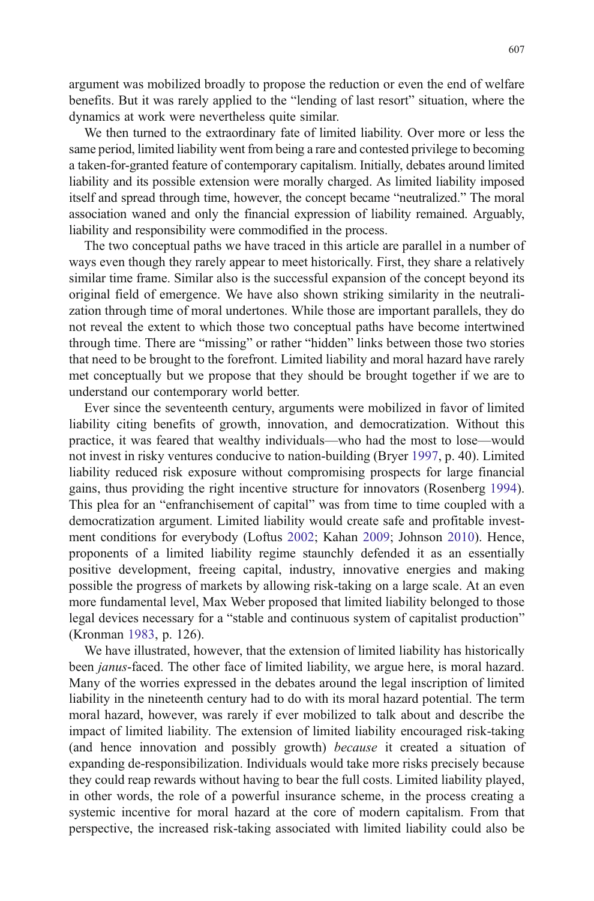argument was mobilized broadly to propose the reduction or even the end of welfare benefits. But it was rarely applied to the "lending of last resort" situation, where the dynamics at work were nevertheless quite similar.

We then turned to the extraordinary fate of limited liability. Over more or less the same period, limited liability went from being a rare and contested privilege to becoming a taken-for-granted feature of contemporary capitalism. Initially, debates around limited liability and its possible extension were morally charged. As limited liability imposed itself and spread through time, however, the concept became "neutralized." The moral association waned and only the financial expression of liability remained. Arguably, liability and responsibility were commodified in the process.

The two conceptual paths we have traced in this article are parallel in a number of ways even though they rarely appear to meet historically. First, they share a relatively similar time frame. Similar also is the successful expansion of the concept beyond its original field of emergence. We have also shown striking similarity in the neutralization through time of moral undertones. While those are important parallels, they do not reveal the extent to which those two conceptual paths have become intertwined through time. There are "missing" or rather "hidden" links between those two stories that need to be brought to the forefront. Limited liability and moral hazard have rarely met conceptually but we propose that they should be brought together if we are to understand our contemporary world better.

Ever since the seventeenth century, arguments were mobilized in favor of limited liability citing benefits of growth, innovation, and democratization. Without this practice, it was feared that wealthy individuals—who had the most to lose—would not invest in risky ventures conducive to nation-building (Bryer 1997, p. 40). Limited liability reduced risk exposure without compromising prospects for large financial gains, thus providing the right incentive structure for innovators (Rosenberg 1994). This plea for an "enfranchisement of capital" was from time to time coupled with a democratization argument. Limited liability would create safe and profitable investment conditions for everybody (Loftus 2002; Kahan 2009; Johnson 2010). Hence, proponents of a limited liability regime staunchly defended it as an essentially positive development, freeing capital, industry, innovative energies and making possible the progress of markets by allowing risk-taking on a large scale. At an even more fundamental level, Max Weber proposed that limited liability belonged to those legal devices necessary for a "stable and continuous system of capitalist production" (Kronman 1983, p. 126).

We have illustrated, however, that the extension of limited liability has historically been *janus*-faced. The other face of limited liability, we argue here, is moral hazard. Many of the worries expressed in the debates around the legal inscription of limited liability in the nineteenth century had to do with its moral hazard potential. The term moral hazard, however, was rarely if ever mobilized to talk about and describe the impact of limited liability. The extension of limited liability encouraged risk-taking (and hence innovation and possibly growth) *because* it created a situation of expanding de-responsibilization. Individuals would take more risks precisely because they could reap rewards without having to bear the full costs. Limited liability played, in other words, the role of a powerful insurance scheme, in the process creating a systemic incentive for moral hazard at the core of modern capitalism. From that perspective, the increased risk-taking associated with limited liability could also be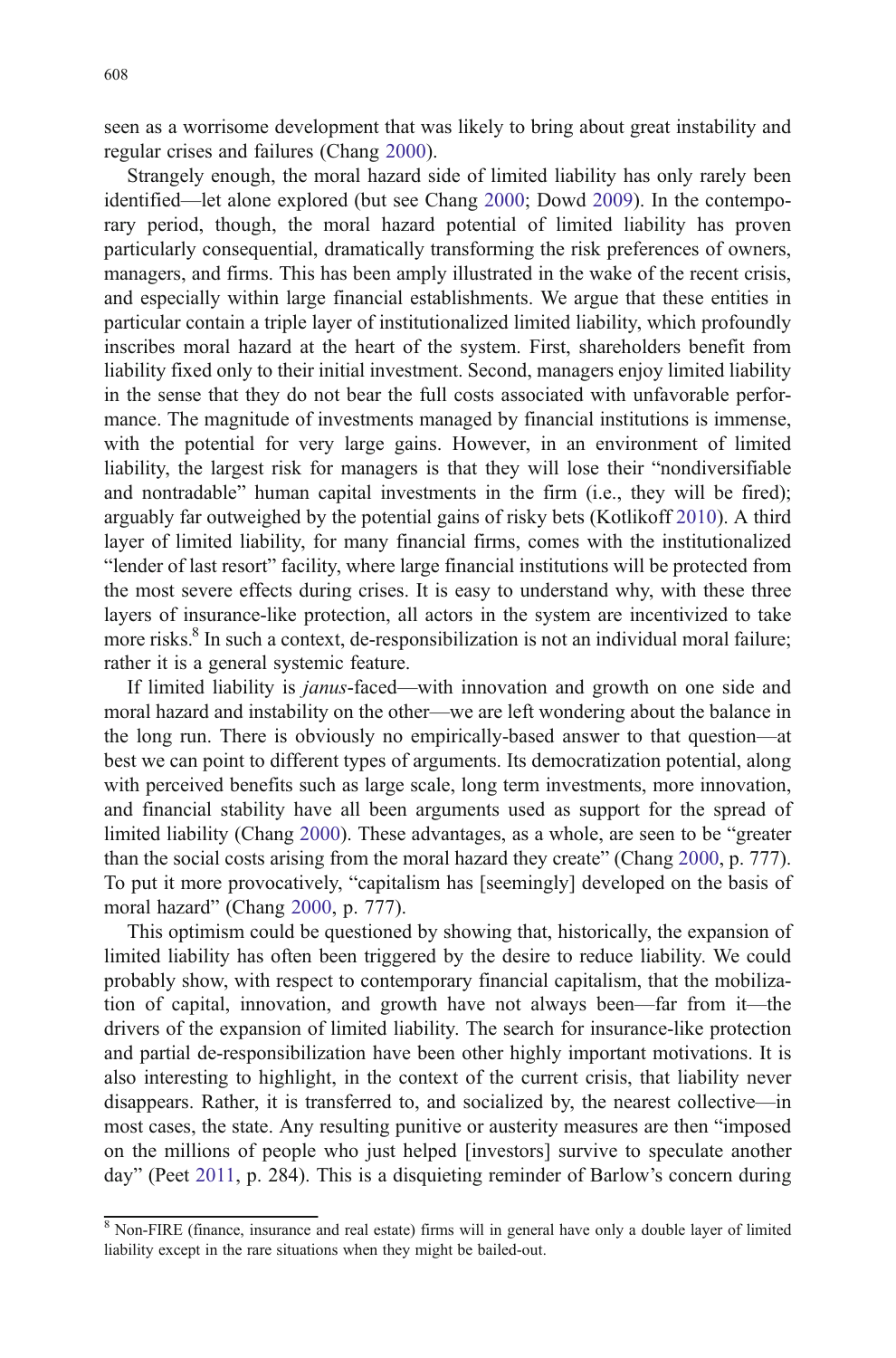seen as a worrisome development that was likely to bring about great instability and regular crises and failures (Chang 2000).

Strangely enough, the moral hazard side of limited liability has only rarely been identified—let alone explored (but see Chang 2000; Dowd 2009). In the contemporary period, though, the moral hazard potential of limited liability has proven particularly consequential, dramatically transforming the risk preferences of owners, managers, and firms. This has been amply illustrated in the wake of the recent crisis, and especially within large financial establishments. We argue that these entities in particular contain a triple layer of institutionalized limited liability, which profoundly inscribes moral hazard at the heart of the system. First, shareholders benefit from liability fixed only to their initial investment. Second, managers enjoy limited liability in the sense that they do not bear the full costs associated with unfavorable performance. The magnitude of investments managed by financial institutions is immense, with the potential for very large gains. However, in an environment of limited liability, the largest risk for managers is that they will lose their "nondiversifiable and nontradable" human capital investments in the firm (i.e., they will be fired); arguably far outweighed by the potential gains of risky bets (Kotlikoff 2010). A third layer of limited liability, for many financial firms, comes with the institutionalized "lender of last resort" facility, where large financial institutions will be protected from the most severe effects during crises. It is easy to understand why, with these three layers of insurance-like protection, all actors in the system are incentivized to take more risks.[8] In such a context, de-responsibilization is not an individual moral failure; rather it is a general systemic feature.

If limited liability is *janus*-faced—with innovation and growth on one side and moral hazard and instability on the other—we are left wondering about the balance in the long run. There is obviously no empirically-based answer to that question—at best we can point to different types of arguments. Its democratization potential, along with perceived benefits such as large scale, long term investments, more innovation, and financial stability have all been arguments used as support for the spread of limited liability (Chang 2000). These advantages, as a whole, are seen to be "greater than the social costs arising from the moral hazard they create" (Chang 2000, p. 777). To put it more provocatively, "capitalism has [seemingly] developed on the basis of moral hazard" (Chang 2000, p. 777).

This optimism could be questioned by showing that, historically, the expansion of limited liability has often been triggered by the desire to reduce liability. We could probably show, with respect to contemporary financial capitalism, that the mobilization of capital, innovation, and growth have not always been—far from it—the drivers of the expansion of limited liability. The search for insurance-like protection and partial de-responsibilization have been other highly important motivations. It is also interesting to highlight, in the context of the current crisis, that liability never disappears. Rather, it is transferred to, and socialized by, the nearest collective—in most cases, the state. Any resulting punitive or austerity measures are then "imposed on the millions of people who just helped [investors] survive to speculate another day" (Peet 2011, p. 284). This is a disquieting reminder of Barlow's concern during

[8] Non-FIRE (finance, insurance and real estate) firms will in general have only a double layer of limited liability except in the rare situations when they might be bailed-out.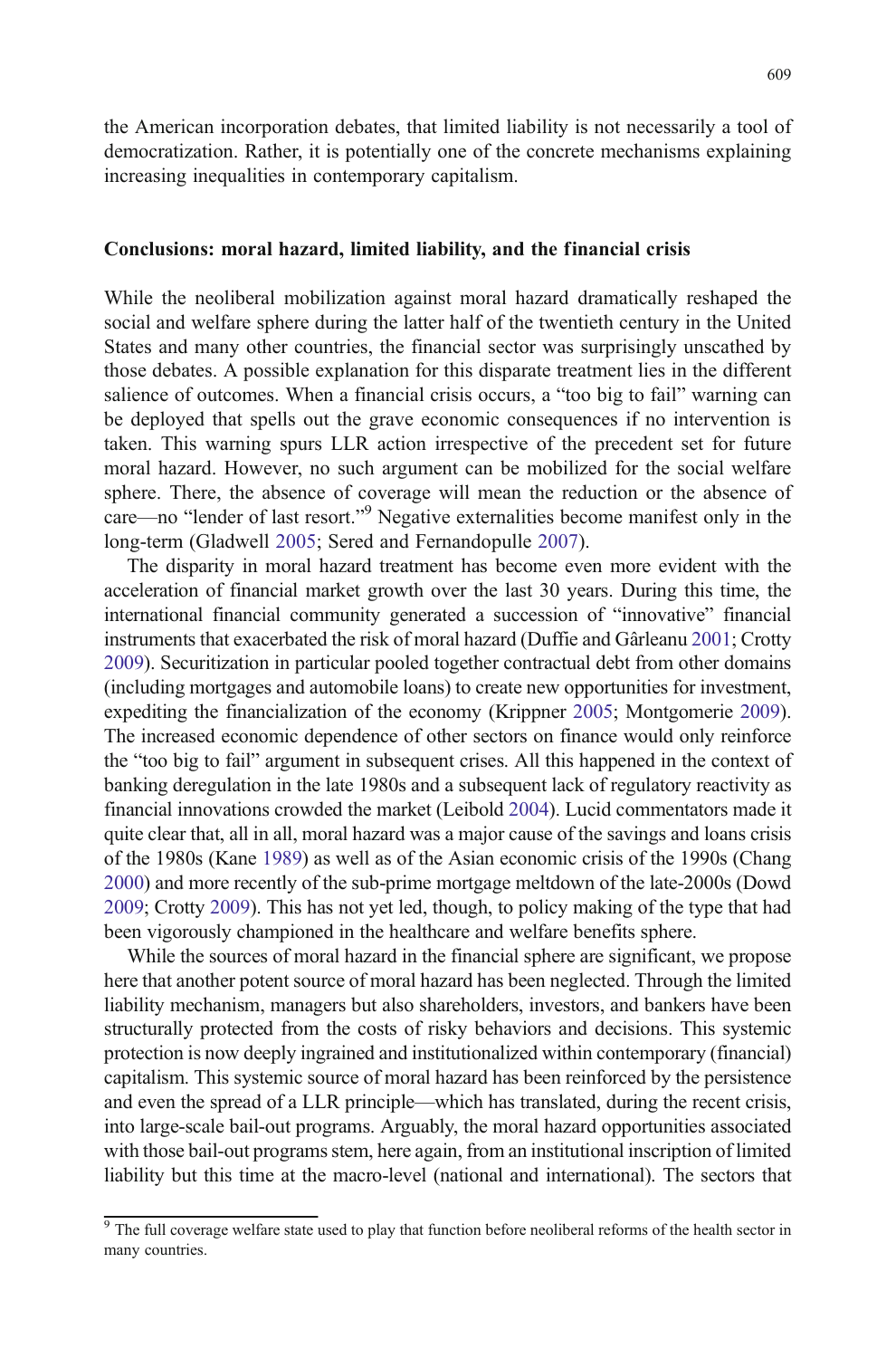the American incorporation debates, that limited liability is not necessarily a tool of democratization. Rather, it is potentially one of the concrete mechanisms explaining increasing inequalities in contemporary capitalism.

## Conclusions: moral hazard, limited liability, and the financial crisis

While the neoliberal mobilization against moral hazard dramatically reshaped the social and welfare sphere during the latter half of the twentieth century in the United States and many other countries, the financial sector was surprisingly unscathed by those debates. A possible explanation for this disparate treatment lies in the different salience of outcomes. When a financial crisis occurs, a "too big to fail" warning can be deployed that spells out the grave economic consequences if no intervention is taken. This warning spurs LLR action irrespective of the precedent set for future moral hazard. However, no such argument can be mobilized for the social welfare sphere. There, the absence of coverage will mean the reduction or the absence of care—no "lender of last resort."[9] Negative externalities become manifest only in the long-term (Gladwell 2005; Sered and Fernandopulle 2007).

The disparity in moral hazard treatment has become even more evident with the acceleration of financial market growth over the last 30 years. During this time, the international financial community generated a succession of "innovative" financial instruments that exacerbated the risk of moral hazard (Duffie and Gârleanu 2001; Crotty 2009). Securitization in particular pooled together contractual debt from other domains (including mortgages and automobile loans) to create new opportunities for investment, expediting the financialization of the economy (Krippner 2005; Montgomerie 2009). The increased economic dependence of other sectors on finance would only reinforce the "too big to fail" argument in subsequent crises. All this happened in the context of banking deregulation in the late 1980s and a subsequent lack of regulatory reactivity as financial innovations crowded the market (Leibold 2004). Lucid commentators made it quite clear that, all in all, moral hazard was a major cause of the savings and loans crisis of the 1980s (Kane 1989) as well as of the Asian economic crisis of the 1990s (Chang 2000) and more recently of the sub-prime mortgage meltdown of the late-2000s (Dowd 2009; Crotty 2009). This has not yet led, though, to policy making of the type that had been vigorously championed in the healthcare and welfare benefits sphere.

While the sources of moral hazard in the financial sphere are significant, we propose here that another potent source of moral hazard has been neglected. Through the limited liability mechanism, managers but also shareholders, investors, and bankers have been structurally protected from the costs of risky behaviors and decisions. This systemic protection is now deeply ingrained and institutionalized within contemporary (financial) capitalism. This systemic source of moral hazard has been reinforced by the persistence and even the spread of a LLR principle—which has translated, during the recent crisis, into large-scale bail-out programs. Arguably, the moral hazard opportunities associated with those bail-out programs stem, here again, from an institutional inscription of limited liability but this time at the macro-level (national and international). The sectors that

[9] The full coverage welfare state used to play that function before neoliberal reforms of the health sector in many countries.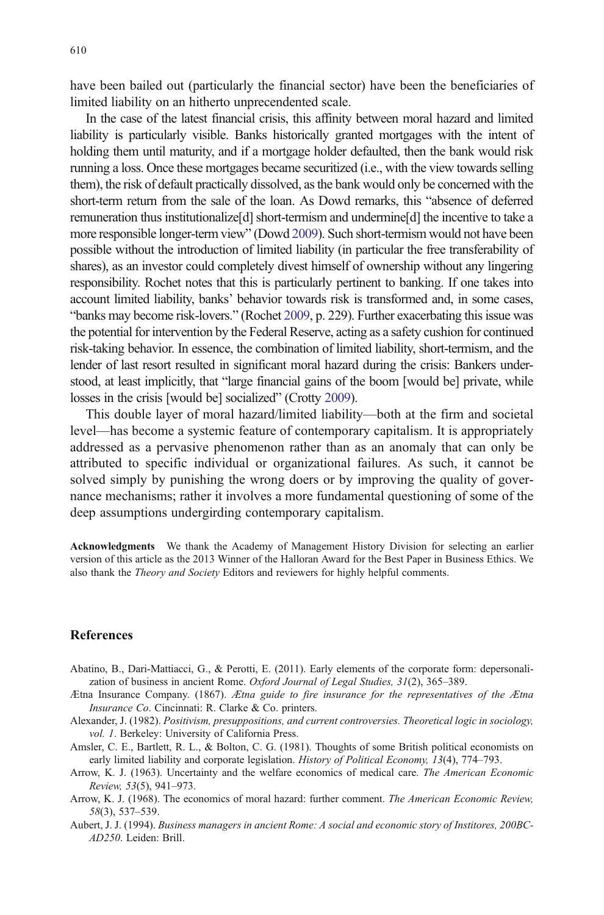have been bailed out (particularly the financial sector) have been the beneficiaries of limited liability on an hitherto unprecendented scale.

In the case of the latest financial crisis, this affinity between moral hazard and limited liability is particularly visible. Banks historically granted mortgages with the intent of holding them until maturity, and if a mortgage holder defaulted, then the bank would risk running a loss. Once these mortgages became securitized (i.e., with the view towards selling them), the risk of default practically dissolved, as the bank would only be concerned with the short-term return from the sale of the loan. As Dowd remarks, this "absence of deferred remuneration thus institutionalize[d] short-termism and undermine[d] the incentive to take a more responsible longer-term view" (Dowd 2009). Such short-termism would not have been possible without the introduction of limited liability (in particular the free transferability of shares), as an investor could completely divest himself of ownership without any lingering responsibility. Rochet notes that this is particularly pertinent to banking. If one takes into account limited liability, banks' behavior towards risk is transformed and, in some cases, "banks may become risk-lovers." (Rochet 2009, p. 229). Further exacerbating this issue was the potential for intervention by the Federal Reserve, acting as a safety cushion for continued risk-taking behavior. In essence, the combination of limited liability, short-termism, and the lender of last resort resulted in significant moral hazard during the crisis: Bankers understood, at least implicitly, that "large financial gains of the boom [would be] private, while losses in the crisis [would be] socialized" (Crotty 2009).

This double layer of moral hazard/limited liability—both at the firm and societal level—has become a systemic feature of contemporary capitalism. It is appropriately addressed as a pervasive phenomenon rather than as an anomaly that can only be attributed to specific individual or organizational failures. As such, it cannot be solved simply by punishing the wrong doers or by improving the quality of governance mechanisms; rather it involves a more fundamental questioning of some of the deep assumptions undergirding contemporary capitalism.

**Acknowledgments** We thank the Academy of Management History Division for selecting an earlier version of this article as the 2013 Winner of the Halloran Award for the Best Paper in Business Ethics. We also thank the *Theory and Society* Editors and reviewers for highly helpful comments.

## References

Abatino, B., Dari-Mattiacci, G., & Perotti, E. (2011). Early elements of the corporate form: depersonalization of business in ancient Rome. *Oxford Journal of Legal Studies, 31*(2), 365–389.

Ætna Insurance Company. (1867). *Ætna guide to fire insurance for the representatives of the Ætna Insurance Co*. Cincinnati: R. Clarke & Co. printers.

Alexander, J. (1982). *Positivism, presuppositions, and current controversies. Theoretical logic in sociology, vol. 1*. Berkeley: University of California Press.

Amsler, C. E., Bartlett, R. L., & Bolton, C. G. (1981). Thoughts of some British political economists on early limited liability and corporate legislation. *History of Political Economy, 13*(4), 774–793.

Arrow, K. J. (1963). Uncertainty and the welfare economics of medical care. *The American Economic Review, 53*(5), 941–973.

Arrow, K. J. (1968). The economics of moral hazard: further comment. *The American Economic Review, 58*(3), 537–539.

Aubert, J. J. (1994). *Business managers in ancient Rome: A social and economic story of Institores, 200BC-AD250*. Leiden: Brill.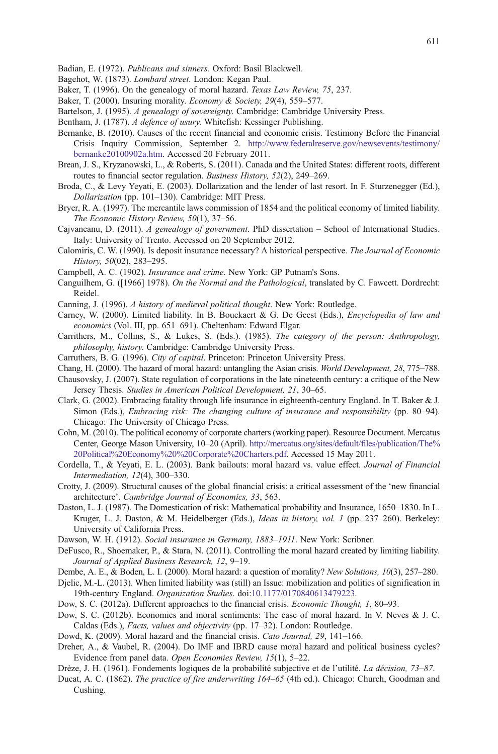Badian, E. (1972). *Publicans and sinners*. Oxford: Basil Blackwell.

Bagehot, W. (1873). *Lombard street*. London: Kegan Paul.

Baker, T. (1996). On the genealogy of moral hazard. *Texas Law Review, 75*, 237.

Baker, T. (2000). Insuring morality. *Economy & Society, 29*(4), 559–577.

Bartelson, J. (1995). *A genealogy of sovereignty*. Cambridge: Cambridge University Press.

Bentham, J. (1787). *A defence of usury*. Whitefish: Kessinger Publishing.

Bernanke, B. (2010). Causes of the recent financial and economic crisis. Testimony Before the Financial Crisis Inquiry Commission, September 2. http://www.federalreserve.gov/newsevents/testimony/bernanke20100902a.htm. Accessed 20 February 2011.

Brean, J. S., Kryzanowski, L., & Roberts, S. (2011). Canada and the United States: different roots, different routes to financial sector regulation. *Business History, 52*(2), 249–269.

Broda, C., & Levy Yeyati, E. (2003). Dollarization and the lender of last resort. In F. Sturzenegger (Ed.), *Dollarization* (pp. 101–130). Cambridge: MIT Press.

Bryer, R. A. (1997). The mercantile laws commission of 1854 and the political economy of limited liability. *The Economic History Review, 50*(1), 37–56.

Cajvaneanu, D. (2011). *A genealogy of government*. PhD dissertation – School of International Studies. Italy: University of Trento. Accessed on 20 September 2012.

Calomiris, C. W. (1990). Is deposit insurance necessary? A historical perspective. *The Journal of Economic History, 50*(02), 283–295.

Campbell, A. C. (1902). *Insurance and crime*. New York: GP Putnam's Sons.

Canguilhem, G. ([1966] 1978). *On the Normal and the Pathological*, translated by C. Fawcett. Dordrecht: Reidel.

Canning, J. (1996). *A history of medieval political thought*. New York: Routledge.

Carney, W. (2000). Limited liability. In B. Bouckaert & G. De Geest (Eds.), *Encyclopedia of law and economics* (Vol. III, pp. 651–691). Cheltenham: Edward Elgar.

Carrithers, M., Collins, S., & Lukes, S. (Eds.). (1985). *The category of the person: Anthropology, philosophy, history*. Cambridge: Cambridge University Press.

Carruthers, B. G. (1996). *City of capital*. Princeton: Princeton University Press.

Chang, H. (2000). The hazard of moral hazard: untangling the Asian crisis. *World Development, 28*, 775–788.

Chausovsky, J. (2007). State regulation of corporations in the late nineteenth century: a critique of the New Jersey Thesis. *Studies in American Political Development, 21*, 30–65.

Clark, G. (2002). Embracing fatality through life insurance in eighteenth-century England. In T. Baker & J. Simon (Eds.), *Embracing risk: The changing culture of insurance and responsibility* (pp. 80–94). Chicago: The University of Chicago Press.

Cohn, M. (2010). The political economy of corporate charters (working paper). Resource Document. Mercatus Center, George Mason University, 10–20 (April). http://mercatus.org/sites/default/files/publication/The%20Political%20Economy%20of%20Corporate%20Charters.pdf. Accessed 15 May 2011.

Cordella, T., & Yeyati, E. L. (2003). Bank bailouts: moral hazard vs. value effect. *Journal of Financial Intermediation, 12*(4), 300–330.

Crotty, J. (2009). Structural causes of the global financial crisis: a critical assessment of the 'new financial architecture'. *Cambridge Journal of Economics, 33*, 563.

Daston, L. J. (1987). The Domestication of risk: Mathematical probability and Insurance, 1650–1830. In L. Kruger, L. J. Daston, & M. Heidelberger (Eds.), *Ideas in history, vol. 1* (pp. 237–260). Berkeley: University of California Press.

Dawson, W. H. (1912). *Social insurance in Germany, 1883–1911*. New York: Scribner.

DeFusco, R., Shoemaker, P., & Stara, N. (2011). Controlling the moral hazard created by limiting liability. *Journal of Applied Business Research, 12*, 9–19.

Dembe, A. E., & Boden, L. I. (2000). Moral hazard: a question of morality? *New Solutions, 10*(3), 257–280.

Djelic, M.-L. (2013). When limited liability was (still) an Issue: mobilization and politics of signification in 19th-century England. *Organization Studies*. doi:10.1177/0170840613479223.

Dow, S. C. (2012a). Different approaches to the financial crisis. *Economic Thought, 1*, 80–93.

Dow, S. C. (2012b). Economics and moral sentiments: The case of moral hazard. In V. Neves & J. C. Caldas (Eds.), *Facts, values and objectivity* (pp. 17–32). London: Routledge.

Dowd, K. (2009). Moral hazard and the financial crisis. *Cato Journal, 29*, 141–166.

Dreher, A., & Vaubel, R. (2004). Do IMF and IBRD cause moral hazard and political business cycles? Evidence from panel data. *Open Economies Review, 15*(1), 5–22.

Drèze, J. H. (1961). Fondements logiques de la probabilité subjective et de l'utilité. *La décision, 73–87*.

Ducat, A. C. (1862). *The practice of fire underwriting 164–65* (4th ed.). Chicago: Church, Goodman and Cushing.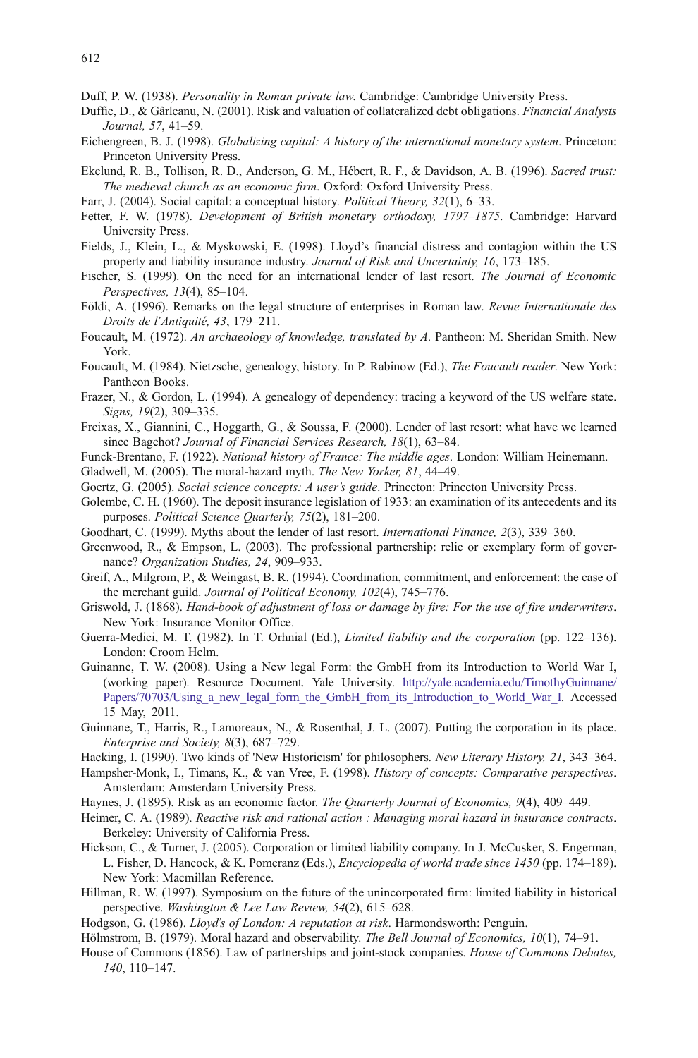Duff, P. W. (1938). *Personality in Roman private law*. Cambridge: Cambridge University Press.

Duffie, D., & Gârleanu, N. (2001). Risk and valuation of collateralized debt obligations. *Financial Analysts Journal, 57*, 41–59.

Eichengreen, B. J. (1998). *Globalizing capital: A history of the international monetary system*. Princeton: Princeton University Press.

Ekelund, R. B., Tollison, R. D., Anderson, G. M., Hébert, R. F., & Davidson, A. B. (1996). *Sacred trust: The medieval church as an economic firm*. Oxford: Oxford University Press.

Farr, J. (2004). Social capital: a conceptual history. *Political Theory, 32*(1), 6–33.

Fetter, F. W. (1978). *Development of British monetary orthodoxy, 1797–1875*. Cambridge: Harvard University Press.

Fields, J., Klein, L., & Myskowski, E. (1998). Lloyd's financial distress and contagion within the US property and liability insurance industry. *Journal of Risk and Uncertainty, 16*, 173–185.

Fischer, S. (1999). On the need for an international lender of last resort. *The Journal of Economic Perspectives, 13*(4), 85–104.

Földi, A. (1996). Remarks on the legal structure of enterprises in Roman law. *Revue Internationale des Droits de l'Antiquité, 43*, 179–211.

Foucault, M. (1972). *An archaeology of knowledge, translated by A*. Pantheon: M. Sheridan Smith. New York.

Foucault, M. (1984). Nietzsche, genealogy, history. In P. Rabinow (Ed.), *The Foucault reader*. New York: Pantheon Books.

Frazer, N., & Gordon, L. (1994). A genealogy of dependency: tracing a keyword of the US welfare state. *Signs, 19*(2), 309–335.

Freixas, X., Giannini, C., Hoggarth, G., & Soussa, F. (2000). Lender of last resort: what have we learned since Bagehot? *Journal of Financial Services Research, 18*(1), 63–84.

Funck-Brentano, F. (1922). *National history of France: The middle ages*. London: William Heinemann.

Gladwell, M. (2005). The moral-hazard myth. *The New Yorker, 81*, 44–49.

Goertz, G. (2005). *Social science concepts: A user's guide*. Princeton: Princeton University Press.

Golembe, C. H. (1960). The deposit insurance legislation of 1933: an examination of its antecedents and its purposes. *Political Science Quarterly, 75*(2), 181–200.

Goodhart, C. (1999). Myths about the lender of last resort. *International Finance, 2*(3), 339–360.

Greenwood, R., & Empson, L. (2003). The professional partnership: relic or exemplary form of governance? *Organization Studies, 24*, 909–933.

Greif, A., Milgrom, P., & Weingast, B. R. (1994). Coordination, commitment, and enforcement: the case of the merchant guild. *Journal of Political Economy, 102*(4), 745–776.

Griswold, J. (1868). *Hand-book of adjustment of loss or damage by fire: For the use of fire underwriters*. New York: Insurance Monitor Office.

Guerra-Medici, M. T. (1982). In T. Orhnial (Ed.), *Limited liability and the corporation* (pp. 122–136). London: Croom Helm.

Guinanne, T. W. (2008). Using a New legal Form: the GmbH from its Introduction to World War I, (working paper). Resource Document. Yale University. http://yale.academia.edu/TimothyGuinnane/Papers/70703/Using_a_new_legal_form_the_GmbH_from_its_Introduction_to_World_War_I. Accessed 15 May, 2011.

Guinnane, T., Harris, R., Lamoreaux, N., & Rosenthal, J. L. (2007). Putting the corporation in its place. *Enterprise and Society, 8*(3), 687–729.

Hacking, I. (1990). Two kinds of 'New Historicism' for philosophers. *New Literary History, 21*, 343–364.

Hampsher-Monk, I., Timans, K., & van Vree, F. (1998). *History of concepts: Comparative perspectives*. Amsterdam: Amsterdam University Press.

Haynes, J. (1895). Risk as an economic factor. *The Quarterly Journal of Economics, 9*(4), 409–449.

Heimer, C. A. (1989). *Reactive risk and rational action : Managing moral hazard in insurance contracts*. Berkeley: University of California Press.

Hickson, C., & Turner, J. (2005). Corporation or limited liability company. In J. McCusker, S. Engerman, L. Fisher, D. Hancock, & K. Pomeranz (Eds.), *Encyclopedia of world trade since 1450* (pp. 174–189). New York: Macmillan Reference.

Hillman, R. W. (1997). Symposium on the future of the unincorporated firm: limited liability in historical perspective. *Washington & Lee Law Review, 54*(2), 615–628.

Hodgson, G. (1986). *Lloyd's of London: A reputation at risk*. Harmondsworth: Penguin.

Hölmstrom, B. (1979). Moral hazard and observability. *The Bell Journal of Economics, 10*(1), 74–91.

House of Commons (1856). Law of partnerships and joint-stock companies. *House of Commons Debates, 140*, 110–147.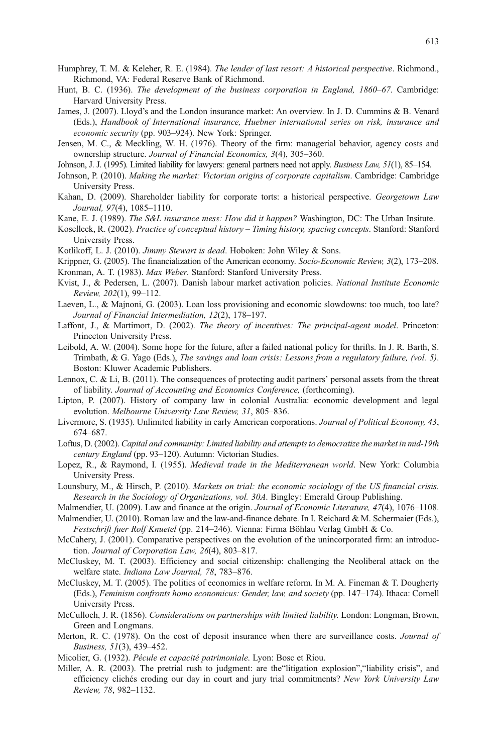Humphrey, T. M. & Keleher, R. E. (1984). *The lender of last resort: A historical perspective*. Richmond., Richmond, VA: Federal Reserve Bank of Richmond.

Hunt, B. C. (1936). *The development of the business corporation in England, 1860–67*. Cambridge: Harvard University Press.

James, J. (2007). Lloyd's and the London insurance market: An overview. In J. D. Cummins & B. Venard (Eds.), *Handbook of International insurance, Huebner international series on risk, insurance and economic security* (pp. 903–924). New York: Springer.

Jensen, M. C., & Meckling, W. H. (1976). Theory of the firm: managerial behavior, agency costs and ownership structure. *Journal of Financial Economics, 3*(4), 305–360.

Johnson, J. J. (1995). Limited liability for lawyers: general partners need not apply. *Business Law, 51*(1), 85–154.

Johnson, P. (2010). *Making the market: Victorian origins of corporate capitalism*. Cambridge: Cambridge University Press.

Kahan, D. (2009). Shareholder liability for corporate torts: a historical perspective. *Georgetown Law Journal, 97*(4), 1085–1110.

Kane, E. J. (1989). *The S&L insurance mess: How did it happen?* Washington, DC: The Urban Insitute.

Koselleck, R. (2002). *Practice of conceptual history – Timing history, spacing concepts*. Stanford: Stanford University Press.

Kotlikoff, L. J. (2010). *Jimmy Stewart is dead*. Hoboken: John Wiley & Sons.

Krippner, G. (2005). The financialization of the American economy. *Socio-Economic Review, 3*(2), 173–208.

Kronman, A. T. (1983). *Max Weber*. Stanford: Stanford University Press.

Kvist, J., & Pedersen, L. (2007). Danish labour market activation policies. *National Institute Economic Review, 202*(1), 99–112.

Laeven, L., & Majnoni, G. (2003). Loan loss provisioning and economic slowdowns: too much, too late? *Journal of Financial Intermediation, 12*(2), 178–197.

Laffont, J., & Martimort, D. (2002). *The theory of incentives: The principal-agent model*. Princeton: Princeton University Press.

Leibold, A. W. (2004). Some hope for the future, after a failed national policy for thrifts. In J. R. Barth, S. Trimbath, & G. Yago (Eds.), *The savings and loan crisis: Lessons from a regulatory failure, (vol. 5)*. Boston: Kluwer Academic Publishers.

Lennox, C. & Li, B. (2011). The consequences of protecting audit partners' personal assets from the threat of liability. *Journal of Accounting and Economics Conference,* (forthcoming).

Lipton, P. (2007). History of company law in colonial Australia: economic development and legal evolution. *Melbourne University Law Review, 31*, 805–836.

Livermore, S. (1935). Unlimited liability in early American corporations. *Journal of Political Economy, 43*, 674–687.

Loftus, D. (2002). *Capital and community: Limited liability and attempts to democratize the market in mid-19th century England* (pp. 93–120). Autumn: Victorian Studies.

Lopez, R., & Raymond, I. (1955). *Medieval trade in the Mediterranean world*. New York: Columbia University Press.

Lounsbury, M., & Hirsch, P. (2010). *Markets on trial: the economic sociology of the US financial crisis. Research in the Sociology of Organizations, vol. 30A*. Bingley: Emerald Group Publishing.

Malmendier, U. (2009). Law and finance at the origin. *Journal of Economic Literature, 47*(4), 1076–1108.

Malmendier, U. (2010). Roman law and the law-and-finance debate. In I. Reichard & M. Schermaier (Eds.), *Festschrift fuer Rolf Knuetel* (pp. 214–246). Vienna: Firma Böhlau Verlag GmbH & Co.

McCahery, J. (2001). Comparative perspectives on the evolution of the unincorporated firm: an introduction. *Journal of Corporation Law, 26*(4), 803–817.

McCluskey, M. T. (2003). Efficiency and social citizenship: challenging the Neoliberal attack on the welfare state. *Indiana Law Journal, 78*, 783–876.

McCluskey, M. T. (2005). The politics of economics in welfare reform. In M. A. Fineman & T. Dougherty (Eds.), *Feminism confronts homo economicus: Gender, law, and society* (pp. 147–174). Ithaca: Cornell University Press.

McCulloch, J. R. (1856). *Considerations on partnerships with limited liability*. London: Longman, Brown, Green and Longmans.

Merton, R. C. (1978). On the cost of deposit insurance when there are surveillance costs. *Journal of Business, 51*(3), 439–452.

Micolier, G. (1932). *Pécule et capacité patrimoniale*. Lyon: Bosc et Riou.

Miller, A. R. (2003). The pretrial rush to judgment: are the"litigation explosion","liability crisis", and efficiency clichés eroding our day in court and jury trial commitments? *New York University Law Review, 78*, 982–1132.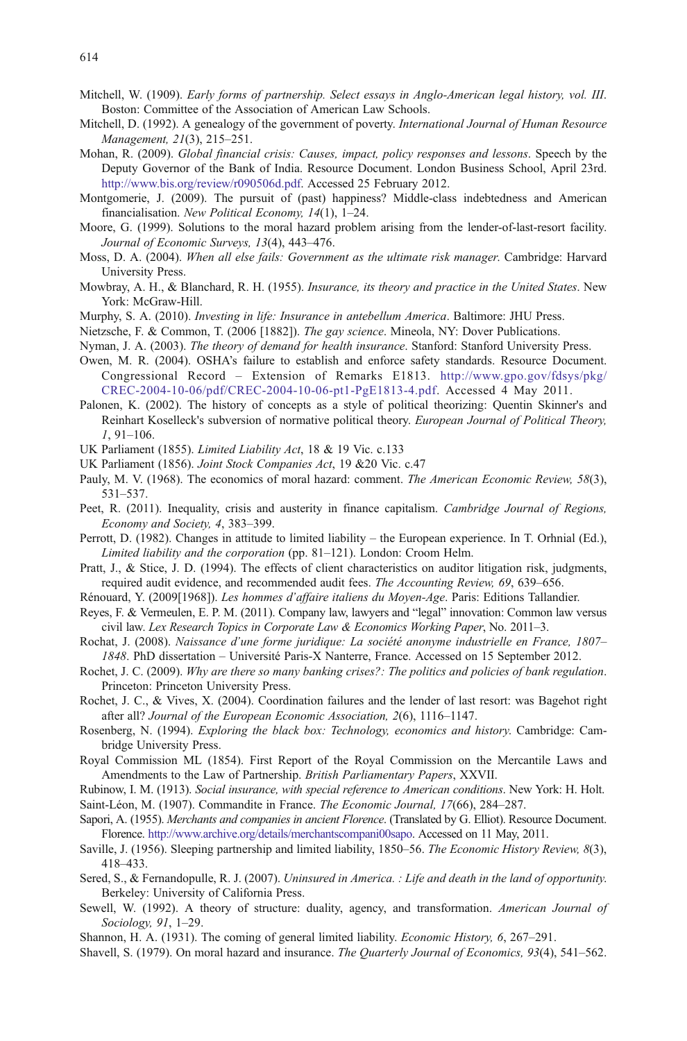Mitchell, W. (1909). *Early forms of partnership. Select essays in Anglo-American legal history, vol. III*. Boston: Committee of the Association of American Law Schools.

Mitchell, D. (1992). A genealogy of the government of poverty. *International Journal of Human Resource Management, 21*(3), 215–251.

Mohan, R. (2009). *Global financial crisis: Causes, impact, policy responses and lessons*. Speech by the Deputy Governor of the Bank of India. Resource Document. London Business School, April 23rd. http://www.bis.org/review/r090506d.pdf. Accessed 25 February 2012.

Montgomerie, J. (2009). The pursuit of (past) happiness? Middle-class indebtedness and American financialisation. *New Political Economy, 14*(1), 1–24.

Moore, G. (1999). Solutions to the moral hazard problem arising from the lender-of-last-resort facility. *Journal of Economic Surveys, 13*(4), 443–476.

Moss, D. A. (2004). *When all else fails: Government as the ultimate risk manager*. Cambridge: Harvard University Press.

Mowbray, A. H., & Blanchard, R. H. (1955). *Insurance, its theory and practice in the United States*. New York: McGraw-Hill.

Murphy, S. A. (2010). *Investing in life: Insurance in antebellum America*. Baltimore: JHU Press.

Nietzsche, F. & Common, T. (2006 [1882]). *The gay science*. Mineola, NY: Dover Publications.

Nyman, J. A. (2003). *The theory of demand for health insurance*. Stanford: Stanford University Press.

Owen, M. R. (2004). OSHA's failure to establish and enforce safety standards. Resource Document. Congressional Record – Extension of Remarks E1813. http://www.gpo.gov/fdsys/pkg/CREC-2004-10-06/pdf/CREC-2004-10-06-pt1-PgE1813-4.pdf. Accessed 4 May 2011.

Palonen, K. (2002). The history of concepts as a style of political theorizing: Quentin Skinner's and Reinhart Koselleck's subversion of normative political theory. *European Journal of Political Theory, 1*, 91–106.

UK Parliament (1855). *Limited Liability Act*, 18 & 19 Vic. c.133

UK Parliament (1856). *Joint Stock Companies Act*, 19 &20 Vic. c.47

Pauly, M. V. (1968). The economics of moral hazard: comment. *The American Economic Review, 58*(3), 531–537.

Peet, R. (2011). Inequality, crisis and austerity in finance capitalism. *Cambridge Journal of Regions, Economy and Society, 4*, 383–399.

Perrott, D. (1982). Changes in attitude to limited liability – the European experience. In T. Orhnial (Ed.), *Limited liability and the corporation* (pp. 81–121). London: Croom Helm.

Pratt, J., & Stice, J. D. (1994). The effects of client characteristics on auditor litigation risk, judgments, required audit evidence, and recommended audit fees. *The Accounting Review, 69*, 639–656.

Rénouard, Y. (2009[1968]). *Les hommes d'affaire italiens du Moyen-Age*. Paris: Editions Tallandier.

Reyes, F. & Vermeulen, E. P. M. (2011). Company law, lawyers and "legal" innovation: Common law versus civil law. *Lex Research Topics in Corporate Law & Economics Working Paper*, No. 2011–3.

Rochat, J. (2008). *Naissance d'une forme juridique: La société anonyme industrielle en France, 1807–1848*. PhD dissertation – Université Paris-X Nanterre, France. Accessed on 15 September 2012.

Rochet, J. C. (2009). *Why are there so many banking crises?: The politics and policies of bank regulation*. Princeton: Princeton University Press.

Rochet, J. C., & Vives, X. (2004). Coordination failures and the lender of last resort: was Bagehot right after all? *Journal of the European Economic Association, 2*(6), 1116–1147.

Rosenberg, N. (1994). *Exploring the black box: Technology, economics and history*. Cambridge: Cambridge University Press.

Royal Commission ML (1854). First Report of the Royal Commission on the Mercantile Laws and Amendments to the Law of Partnership. *British Parliamentary Papers*, XXVII.

Rubinow, I. M. (1913). *Social insurance, with special reference to American conditions*. New York: H. Holt.

Saint-Léon, M. (1907). Commandite in France. *The Economic Journal, 17*(66), 284–287.

Sapori, A. (1955). *Merchants and companies in ancient Florence*. (Translated by G. Elliot). Resource Document. Florence. http://www.archive.org/details/merchantscompani00sapo. Accessed on 11 May, 2011.

Saville, J. (1956). Sleeping partnership and limited liability, 1850–56. *The Economic History Review, 8*(3), 418–433.

Sered, S., & Fernandopulle, R. J. (2007). *Uninsured in America. : Life and death in the land of opportunity*. Berkeley: University of California Press.

Sewell, W. (1992). A theory of structure: duality, agency, and transformation. *American Journal of Sociology, 91*, 1–29.

Shannon, H. A. (1931). The coming of general limited liability. *Economic History, 6*, 267–291.

Shavell, S. (1979). On moral hazard and insurance. *The Quarterly Journal of Economics, 93*(4), 541–562.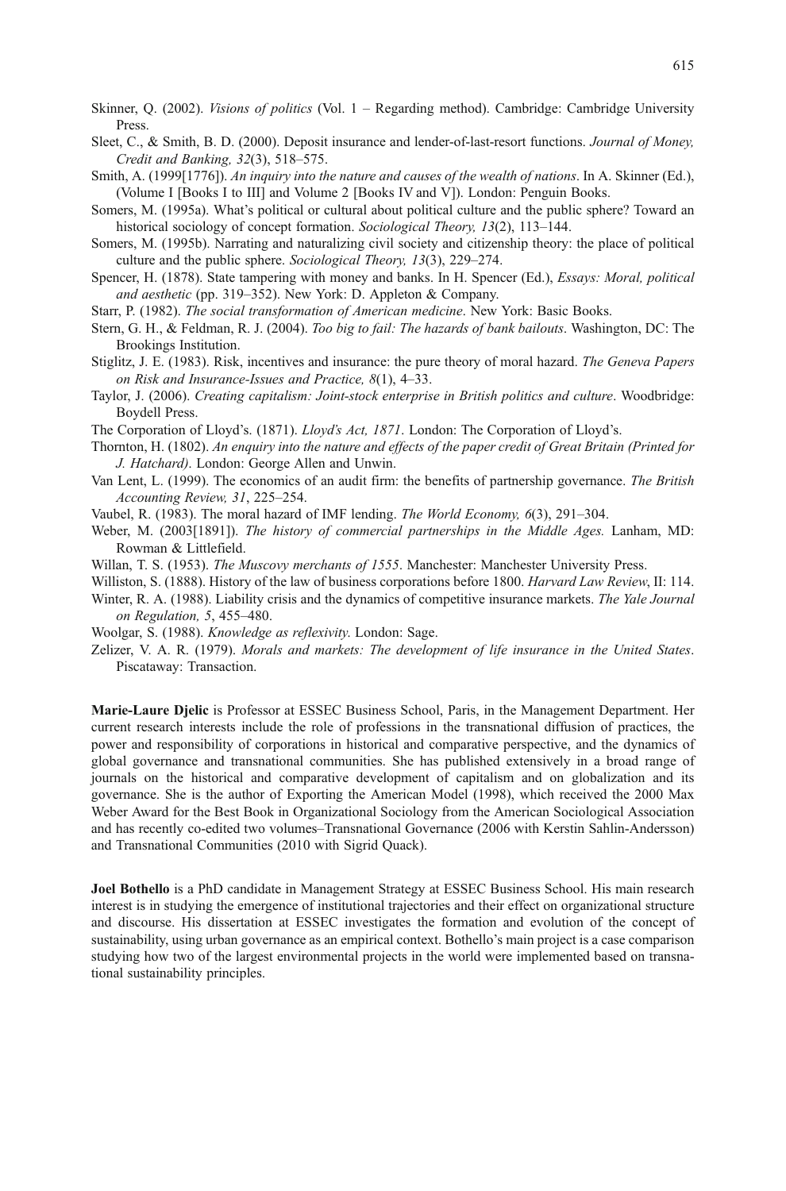Skinner, Q. (2002). *Visions of politics* (Vol. 1 – Regarding method). Cambridge: Cambridge University Press.

Sleet, C., & Smith, B. D. (2000). Deposit insurance and lender-of-last-resort functions. *Journal of Money, Credit and Banking, 32*(3), 518–575.

Smith, A. (1999[1776]). *An inquiry into the nature and causes of the wealth of nations*. In A. Skinner (Ed.), (Volume I [Books I to III] and Volume 2 [Books IV and V]). London: Penguin Books.

Somers, M. (1995a). What's political or cultural about political culture and the public sphere? Toward an historical sociology of concept formation. *Sociological Theory, 13*(2), 113–144.

Somers, M. (1995b). Narrating and naturalizing civil society and citizenship theory: the place of political culture and the public sphere. *Sociological Theory, 13*(3), 229–274.

Spencer, H. (1878). State tampering with money and banks. In H. Spencer (Ed.), *Essays: Moral, political and aesthetic* (pp. 319–352). New York: D. Appleton & Company.

Starr, P. (1982). *The social transformation of American medicine*. New York: Basic Books.

Stern, G. H., & Feldman, R. J. (2004). *Too big to fail: The hazards of bank bailouts*. Washington, DC: The Brookings Institution.

Stiglitz, J. E. (1983). Risk, incentives and insurance: the pure theory of moral hazard. *The Geneva Papers on Risk and Insurance-Issues and Practice, 8*(1), 4–33.

Taylor, J. (2006). *Creating capitalism: Joint-stock enterprise in British politics and culture*. Woodbridge: Boydell Press.

The Corporation of Lloyd's. (1871). *Lloyd's Act, 1871*. London: The Corporation of Lloyd's.

Thornton, H. (1802). *An enquiry into the nature and effects of the paper credit of Great Britain (Printed for J. Hatchard)*. London: George Allen and Unwin.

Van Lent, L. (1999). The economics of an audit firm: the benefits of partnership governance. *The British Accounting Review, 31*, 225–254.

Vaubel, R. (1983). The moral hazard of IMF lending. *The World Economy, 6*(3), 291–304.

Weber, M. (2003[1891]). *The history of commercial partnerships in the Middle Ages.* Lanham, MD: Rowman & Littlefield.

Willan, T. S. (1953). *The Muscovy merchants of 1555*. Manchester: Manchester University Press.

Williston, S. (1888). History of the law of business corporations before 1800. *Harvard Law Review*, II: 114.

Winter, R. A. (1988). Liability crisis and the dynamics of competitive insurance markets. *The Yale Journal on Regulation, 5*, 455–480.

Woolgar, S. (1988). *Knowledge as reflexivity.* London: Sage.

Zelizer, V. A. R. (1979). *Morals and markets: The development of life insurance in the United States*. Piscataway: Transaction.

**Marie-Laure Djelic** is Professor at ESSEC Business School, Paris, in the Management Department. Her current research interests include the role of professions in the transnational diffusion of practices, the power and responsibility of corporations in historical and comparative perspective, and the dynamics of global governance and transnational communities. She has published extensively in a broad range of journals on the historical and comparative development of capitalism and on globalization and its governance. She is the author of Exporting the American Model (1998), which received the 2000 Max Weber Award for the Best Book in Organizational Sociology from the American Sociological Association and has recently co-edited two volumes–Transnational Governance (2006 with Kerstin Sahlin-Andersson) and Transnational Communities (2010 with Sigrid Quack).

**Joel Bothello** is a PhD candidate in Management Strategy at ESSEC Business School. His main research interest is in studying the emergence of institutional trajectories and their effect on organizational structure and discourse. His dissertation at ESSEC investigates the formation and evolution of the concept of sustainability, using urban governance as an empirical context. Bothello's main project is a case comparison studying how two of the largest environmental projects in the world were implemented based on transnational sustainability principles.